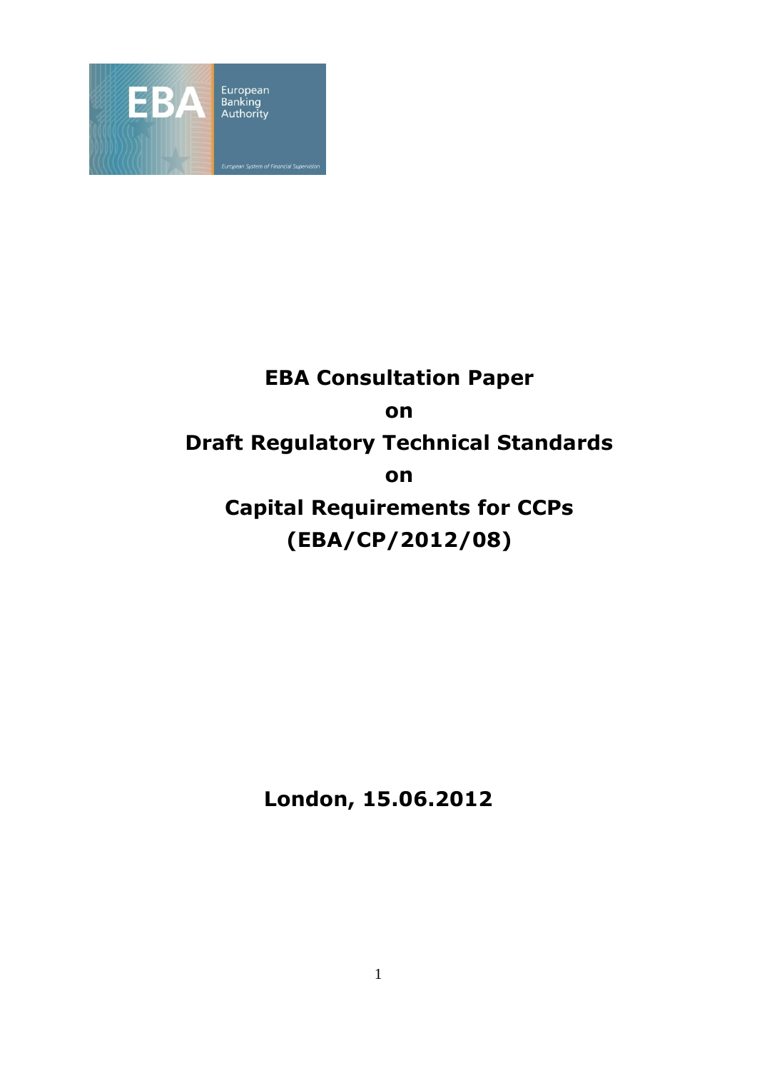# EBA Consultation Paper

# on

# Draft Regulatory Technical Standards

# on

# Capital Requirements for CCPs

# (EBA/CP/2012/08)

**London, 15.06.2012**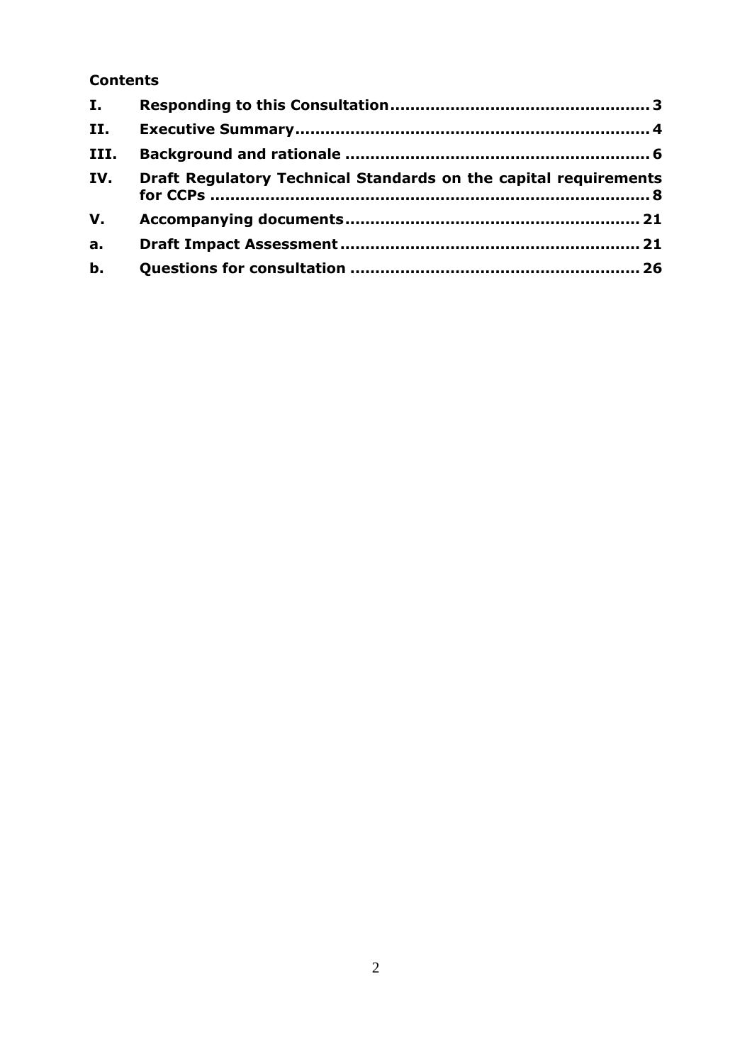**Contents**

| | | |
|---|---|---|
| **I.** | **Responding to this Consultation** | **3** |
| **II.** | **Executive Summary** | **4** |
| **III.** | **Background and rationale** | **6** |
| **IV.** | **Draft Regulatory Technical Standards on the capital requirements for CCPs** | **8** |
| **V.** | **Accompanying documents** | **21** |
| **a.** | **Draft Impact Assessment** | **21** |
| **b.** | **Questions for consultation** | **26** |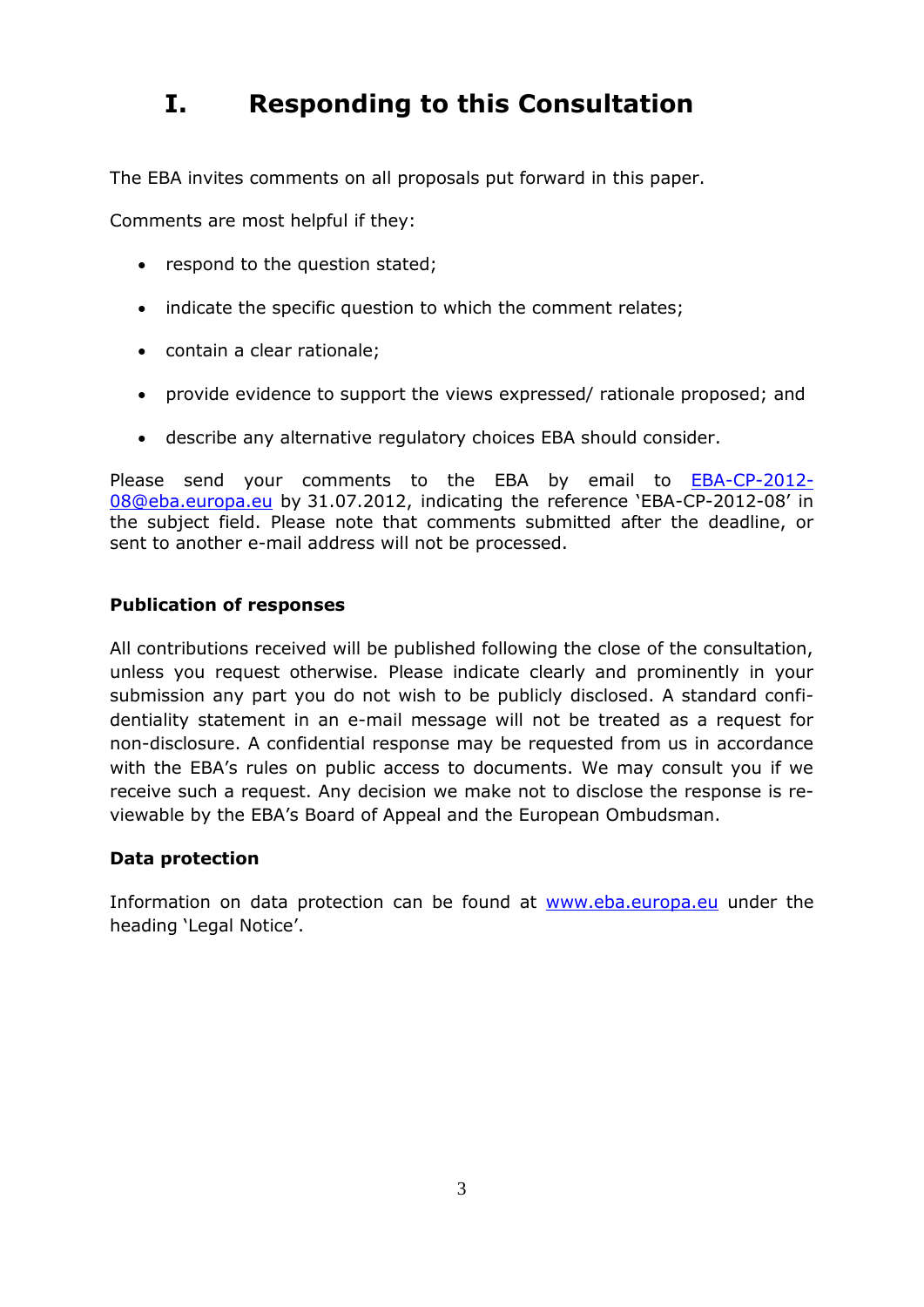# I. Responding to this Consultation

The EBA invites comments on all proposals put forward in this paper.

Comments are most helpful if they:

- respond to the question stated;
- indicate the specific question to which the comment relates;
- contain a clear rationale;
- provide evidence to support the views expressed/ rationale proposed; and
- describe any alternative regulatory choices EBA should consider.

Please send your comments to the EBA by email to EBA-CP-2012-08@eba.europa.eu by 31.07.2012, indicating the reference 'EBA-CP-2012-08' in the subject field. Please note that comments submitted after the deadline, or sent to another e-mail address will not be processed.

**Publication of responses**

All contributions received will be published following the close of the consultation, unless you request otherwise. Please indicate clearly and prominently in your submission any part you do not wish to be publicly disclosed. A standard confidentiality statement in an e-mail message will not be treated as a request for non-disclosure. A confidential response may be requested from us in accordance with the EBA's rules on public access to documents. We may consult you if we receive such a request. Any decision we make not to disclose the response is reviewable by the EBA's Board of Appeal and the European Ombudsman.

**Data protection**

Information on data protection can be found at www.eba.europa.eu under the heading 'Legal Notice'.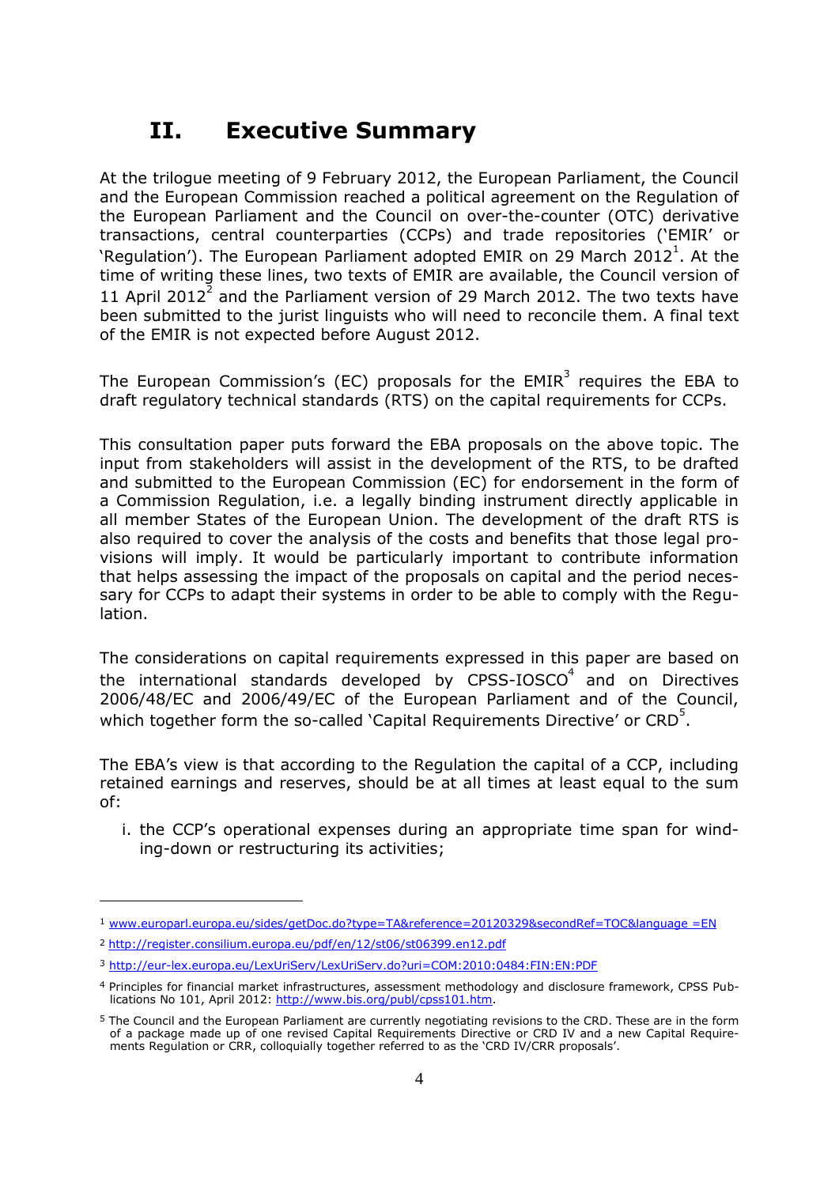# II. Executive Summary

At the trilogue meeting of 9 February 2012, the European Parliament, the Council and the European Commission reached a political agreement on the Regulation of the European Parliament and the Council on over-the-counter (OTC) derivative transactions, central counterparties (CCPs) and trade repositories ('EMIR' or 'Regulation'). The European Parliament adopted EMIR on 29 March 2012[1]. At the time of writing these lines, two texts of EMIR are available, the Council version of 11 April 2012[2] and the Parliament version of 29 March 2012. The two texts have been submitted to the jurist linguists who will need to reconcile them. A final text of the EMIR is not expected before August 2012.

The European Commission's (EC) proposals for the EMIR[3] requires the EBA to draft regulatory technical standards (RTS) on the capital requirements for CCPs.

This consultation paper puts forward the EBA proposals on the above topic. The input from stakeholders will assist in the development of the RTS, to be drafted and submitted to the European Commission (EC) for endorsement in the form of a Commission Regulation, i.e. a legally binding instrument directly applicable in all member States of the European Union. The development of the draft RTS is also required to cover the analysis of the costs and benefits that those legal provisions will imply. It would be particularly important to contribute information that helps assessing the impact of the proposals on capital and the period necessary for CCPs to adapt their systems in order to be able to comply with the Regulation.

The considerations on capital requirements expressed in this paper are based on the international standards developed by CPSS-IOSCO[4] and on Directives 2006/48/EC and 2006/49/EC of the European Parliament and of the Council, which together form the so-called 'Capital Requirements Directive' or CRD[5].

The EBA's view is that according to the Regulation the capital of a CCP, including retained earnings and reserves, should be at all times at least equal to the sum of:

i. the CCP's operational expenses during an appropriate time span for winding-down or restructuring its activities;

---

[1] www.europarl.europa.eu/sides/getDoc.do?type=TA&reference=20120329&secondRef=TOC&language =EN

[2] http://register.consilium.europa.eu/pdf/en/12/st06/st06399.en12.pdf

[3] http://eur-lex.europa.eu/LexUriServ/LexUriServ.do?uri=COM:2010:0484:FIN:EN:PDF

[4] Principles for financial market infrastructures, assessment methodology and disclosure framework, CPSS Publications No 101, April 2012: http://www.bis.org/publ/cpss101.htm.

[5] The Council and the European Parliament are currently negotiating revisions to the CRD. These are in the form of a package made up of one revised Capital Requirements Directive or CRD IV and a new Capital Requirements Regulation or CRR, colloquially together referred to as the 'CRD IV/CRR proposals'.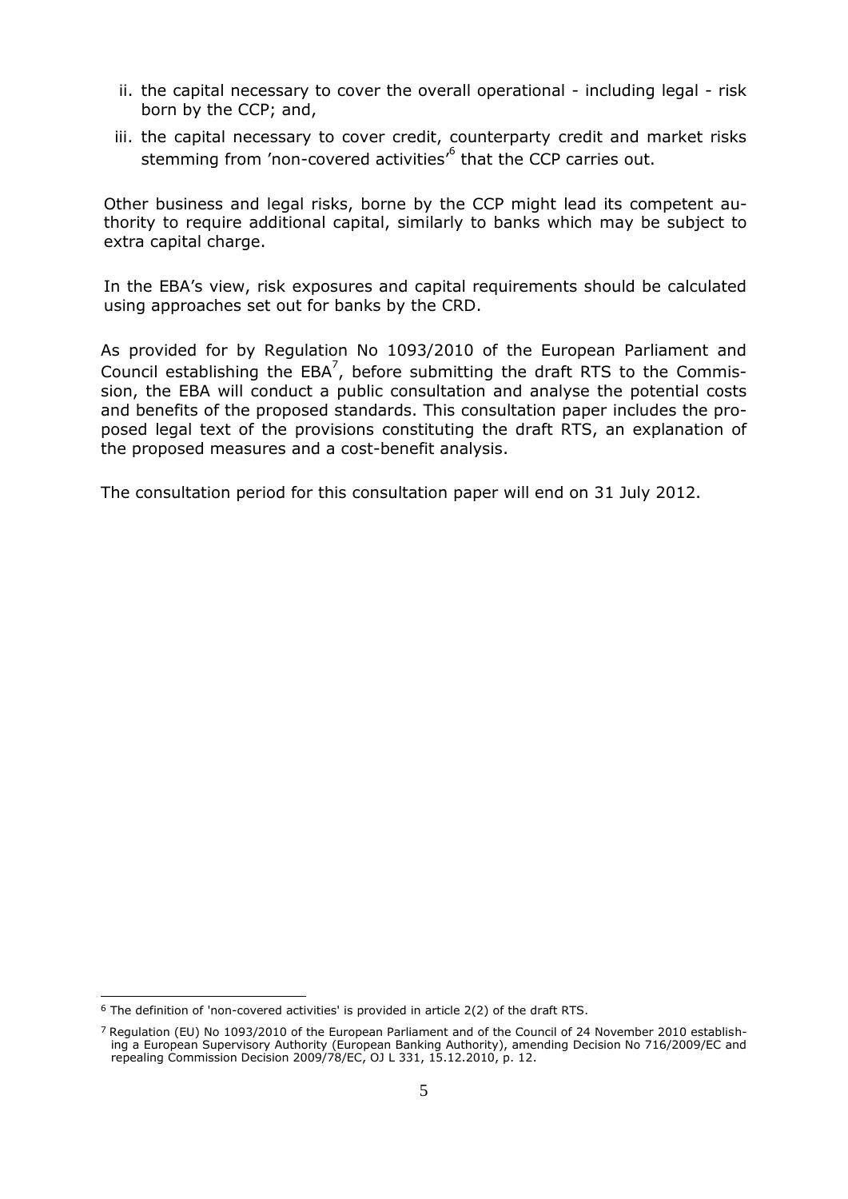ii. the capital necessary to cover the overall operational - including legal - risk born by the CCP; and,

iii. the capital necessary to cover credit, counterparty credit and market risks stemming from 'non-covered activities'[6] that the CCP carries out.

Other business and legal risks, borne by the CCP might lead its competent authority to require additional capital, similarly to banks which may be subject to extra capital charge.

In the EBA's view, risk exposures and capital requirements should be calculated using approaches set out for banks by the CRD.

As provided for by Regulation No 1093/2010 of the European Parliament and Council establishing the EBA[7], before submitting the draft RTS to the Commission, the EBA will conduct a public consultation and analyse the potential costs and benefits of the proposed standards. This consultation paper includes the proposed legal text of the provisions constituting the draft RTS, an explanation of the proposed measures and a cost-benefit analysis.

The consultation period for this consultation paper will end on 31 July 2012.

---

[6] The definition of 'non-covered activities' is provided in article 2(2) of the draft RTS.

[7] Regulation (EU) No 1093/2010 of the European Parliament and of the Council of 24 November 2010 establishing a European Supervisory Authority (European Banking Authority), amending Decision No 716/2009/EC and repealing Commission Decision 2009/78/EC, OJ L 331, 15.12.2010, p. 12.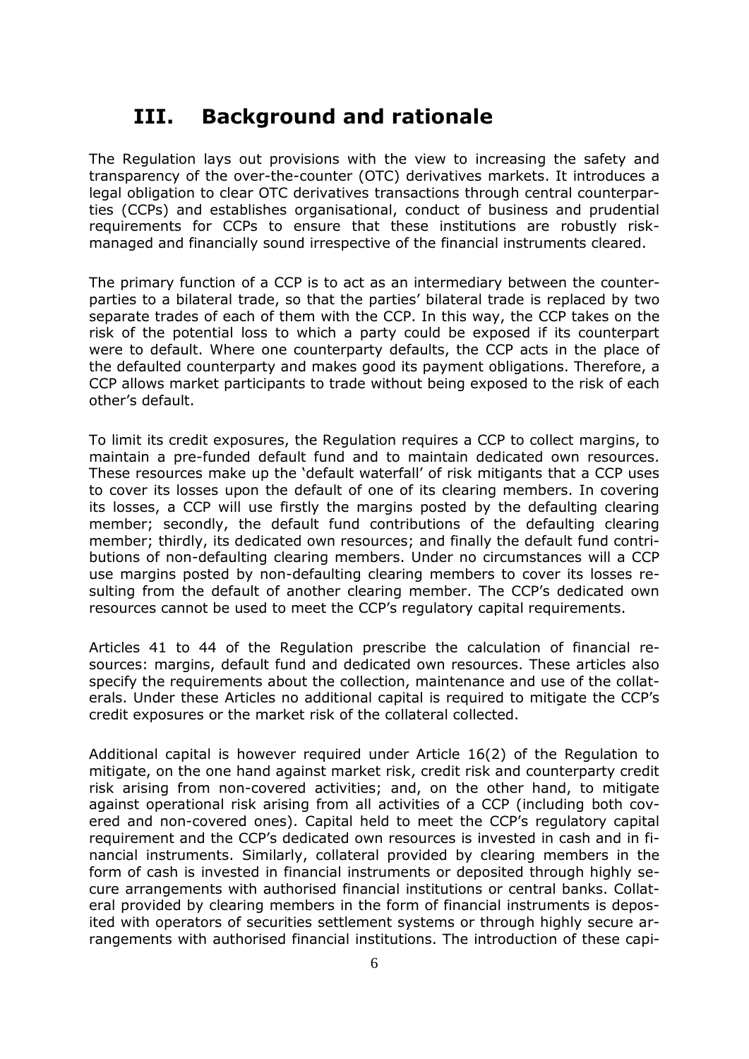# III. Background and rationale

The Regulation lays out provisions with the view to increasing the safety and transparency of the over-the-counter (OTC) derivatives markets. It introduces a legal obligation to clear OTC derivatives transactions through central counterparties (CCPs) and establishes organisational, conduct of business and prudential requirements for CCPs to ensure that these institutions are robustly risk-managed and financially sound irrespective of the financial instruments cleared.

The primary function of a CCP is to act as an intermediary between the counterparties to a bilateral trade, so that the parties' bilateral trade is replaced by two separate trades of each of them with the CCP. In this way, the CCP takes on the risk of the potential loss to which a party could be exposed if its counterpart were to default. Where one counterparty defaults, the CCP acts in the place of the defaulted counterparty and makes good its payment obligations. Therefore, a CCP allows market participants to trade without being exposed to the risk of each other's default.

To limit its credit exposures, the Regulation requires a CCP to collect margins, to maintain a pre-funded default fund and to maintain dedicated own resources. These resources make up the 'default waterfall' of risk mitigants that a CCP uses to cover its losses upon the default of one of its clearing members. In covering its losses, a CCP will use firstly the margins posted by the defaulting clearing member; secondly, the default fund contributions of the defaulting clearing member; thirdly, its dedicated own resources; and finally the default fund contributions of non-defaulting clearing members. Under no circumstances will a CCP use margins posted by non-defaulting clearing members to cover its losses resulting from the default of another clearing member. The CCP's dedicated own resources cannot be used to meet the CCP's regulatory capital requirements.

Articles 41 to 44 of the Regulation prescribe the calculation of financial resources: margins, default fund and dedicated own resources. These articles also specify the requirements about the collection, maintenance and use of the collaterals. Under these Articles no additional capital is required to mitigate the CCP's credit exposures or the market risk of the collateral collected.

Additional capital is however required under Article 16(2) of the Regulation to mitigate, on the one hand against market risk, credit risk and counterparty credit risk arising from non-covered activities; and, on the other hand, to mitigate against operational risk arising from all activities of a CCP (including both covered and non-covered ones). Capital held to meet the CCP's regulatory capital requirement and the CCP's dedicated own resources is invested in cash and in financial instruments. Similarly, collateral provided by clearing members in the form of cash is invested in financial instruments or deposited through highly secure arrangements with authorised financial institutions or central banks. Collateral provided by clearing members in the form of financial instruments is deposited with operators of securities settlement systems or through highly secure arrangements with authorised financial institutions. The introduction of these capi-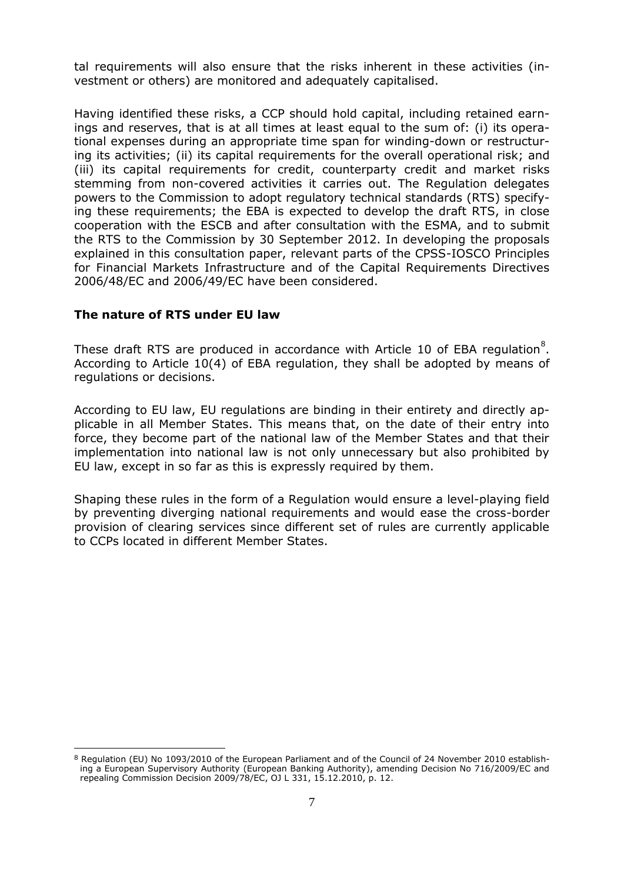tal requirements will also ensure that the risks inherent in these activities (investment or others) are monitored and adequately capitalised.

Having identified these risks, a CCP should hold capital, including retained earnings and reserves, that is at all times at least equal to the sum of: (i) its operational expenses during an appropriate time span for winding-down or restructuring its activities; (ii) its capital requirements for the overall operational risk; and (iii) its capital requirements for credit, counterparty credit and market risks stemming from non-covered activities it carries out. The Regulation delegates powers to the Commission to adopt regulatory technical standards (RTS) specifying these requirements; the EBA is expected to develop the draft RTS, in close cooperation with the ESCB and after consultation with the ESMA, and to submit the RTS to the Commission by 30 September 2012. In developing the proposals explained in this consultation paper, relevant parts of the CPSS-IOSCO Principles for Financial Markets Infrastructure and of the Capital Requirements Directives 2006/48/EC and 2006/49/EC have been considered.

**The nature of RTS under EU law**

These draft RTS are produced in accordance with Article 10 of EBA regulation[8]. According to Article 10(4) of EBA regulation, they shall be adopted by means of regulations or decisions.

According to EU law, EU regulations are binding in their entirety and directly applicable in all Member States. This means that, on the date of their entry into force, they become part of the national law of the Member States and that their implementation into national law is not only unnecessary but also prohibited by EU law, except in so far as this is expressly required by them.

Shaping these rules in the form of a Regulation would ensure a level-playing field by preventing diverging national requirements and would ease the cross-border provision of clearing services since different set of rules are currently applicable to CCPs located in different Member States.

[8] Regulation (EU) No 1093/2010 of the European Parliament and of the Council of 24 November 2010 establishing a European Supervisory Authority (European Banking Authority), amending Decision No 716/2009/EC and repealing Commission Decision 2009/78/EC, OJ L 331, 15.12.2010, p. 12.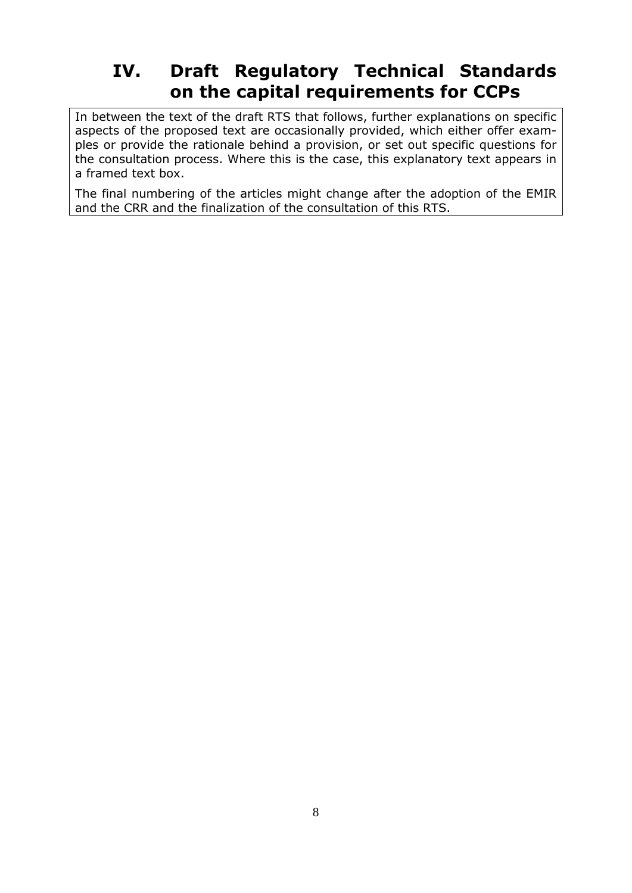# IV. Draft Regulatory Technical Standards on the capital requirements for CCPs

In between the text of the draft RTS that follows, further explanations on specific aspects of the proposed text are occasionally provided, which either offer examples or provide the rationale behind a provision, or set out specific questions for the consultation process. Where this is the case, this explanatory text appears in a framed text box.

The final numbering of the articles might change after the adoption of the EMIR and the CRR and the finalization of the consultation of this RTS.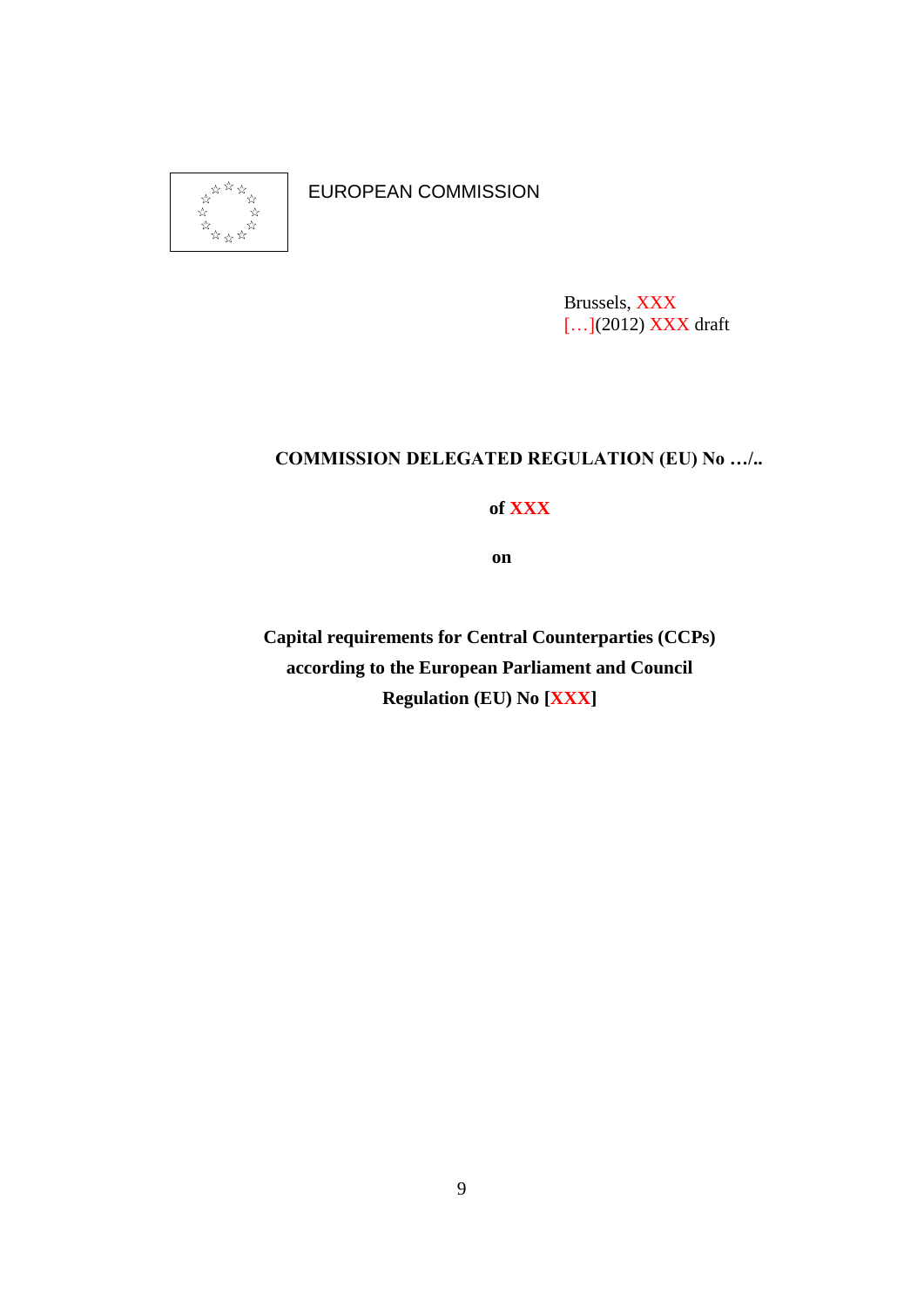EUROPEAN COMMISSION

Brussels, XXX
[…](2012) XXX draft

**COMMISSION DELEGATED REGULATION (EU) No …/..**

**of XXX**

**on**

**Capital requirements for Central Counterparties (CCPs) according to the European Parliament and Council Regulation (EU) No [XXX]**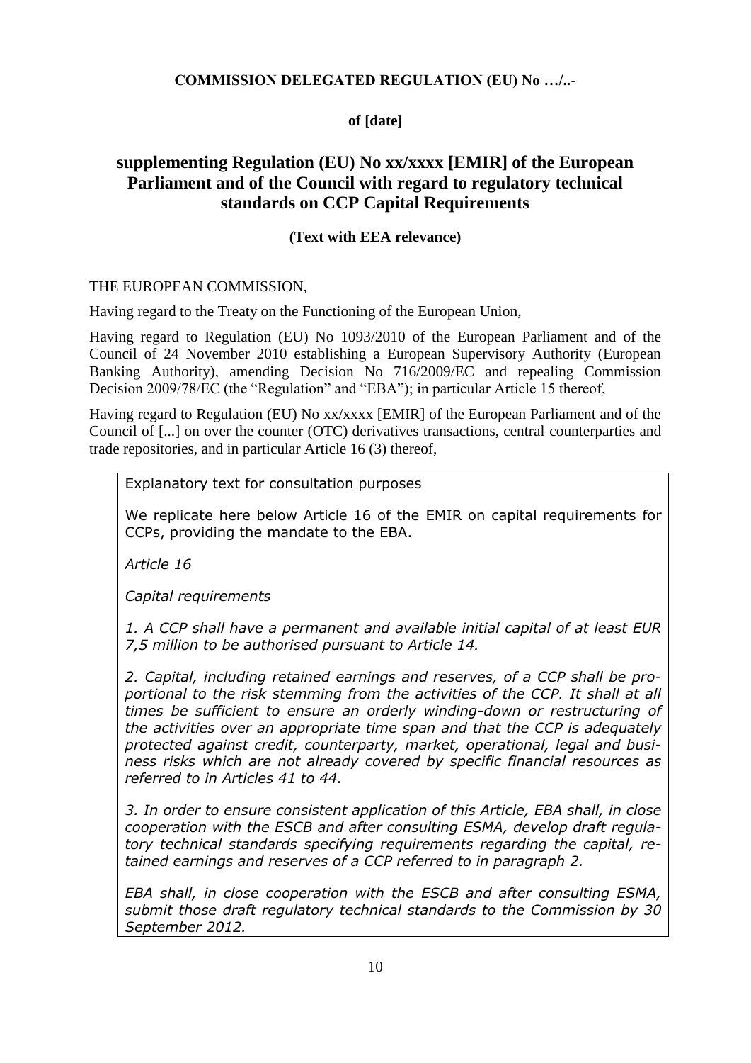**COMMISSION DELEGATED REGULATION (EU) No …/..-**

**of [date]**

## supplementing Regulation (EU) No xx/xxxx [EMIR] of the European Parliament and of the Council with regard to regulatory technical standards on CCP Capital Requirements

**(Text with EEA relevance)**

THE EUROPEAN COMMISSION,

Having regard to the Treaty on the Functioning of the European Union,

Having regard to Regulation (EU) No 1093/2010 of the European Parliament and of the Council of 24 November 2010 establishing a European Supervisory Authority (European Banking Authority), amending Decision No 716/2009/EC and repealing Commission Decision 2009/78/EC (the "Regulation" and "EBA"); in particular Article 15 thereof,

Having regard to Regulation (EU) No xx/xxxx [EMIR] of the European Parliament and of the Council of [...] on over the counter (OTC) derivatives transactions, central counterparties and trade repositories, and in particular Article 16 (3) thereof,

> Explanatory text for consultation purposes
>
> We replicate here below Article 16 of the EMIR on capital requirements for CCPs, providing the mandate to the EBA.
>
> *Article 16*
>
> *Capital requirements*
>
> *1. A CCP shall have a permanent and available initial capital of at least EUR 7,5 million to be authorised pursuant to Article 14.*
>
> *2. Capital, including retained earnings and reserves, of a CCP shall be proportional to the risk stemming from the activities of the CCP. It shall at all times be sufficient to ensure an orderly winding-down or restructuring of the activities over an appropriate time span and that the CCP is adequately protected against credit, counterparty, market, operational, legal and business risks which are not already covered by specific financial resources as referred to in Articles 41 to 44.*
>
> *3. In order to ensure consistent application of this Article, EBA shall, in close cooperation with the ESCB and after consulting ESMA, develop draft regulatory technical standards specifying requirements regarding the capital, retained earnings and reserves of a CCP referred to in paragraph 2.*
>
> *EBA shall, in close cooperation with the ESCB and after consulting ESMA, submit those draft regulatory technical standards to the Commission by 30 September 2012.*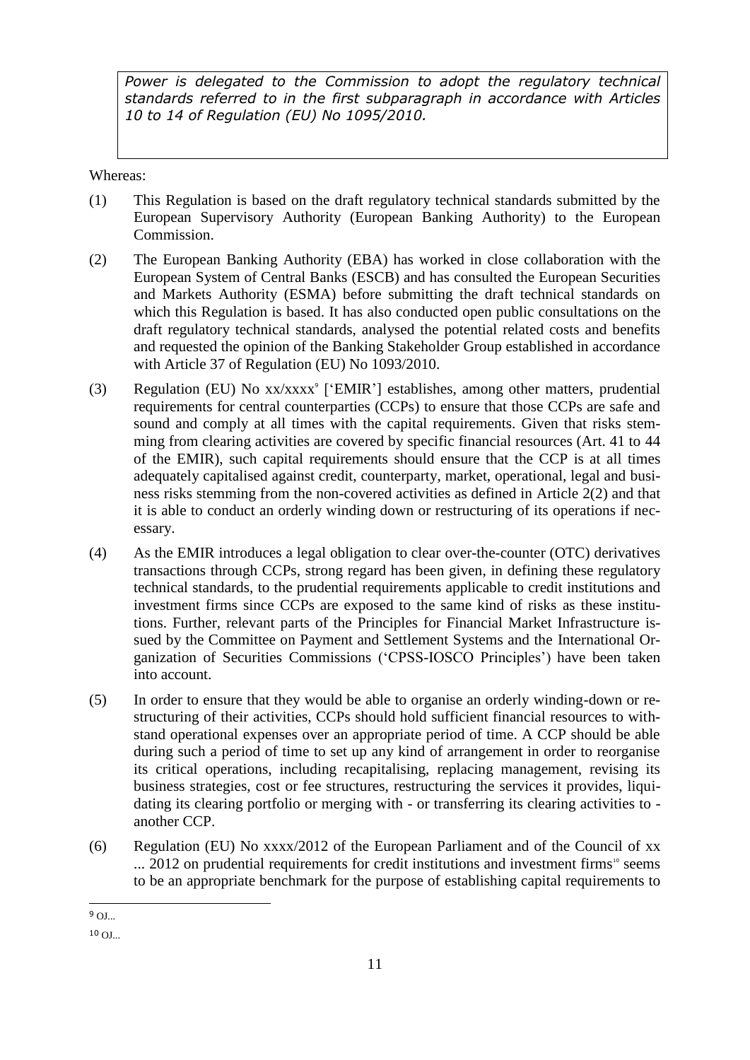*Power is delegated to the Commission to adopt the regulatory technical standards referred to in the first subparagraph in accordance with Articles 10 to 14 of Regulation (EU) No 1095/2010.*

Whereas:

(1) This Regulation is based on the draft regulatory technical standards submitted by the European Supervisory Authority (European Banking Authority) to the European Commission.

(2) The European Banking Authority (EBA) has worked in close collaboration with the European System of Central Banks (ESCB) and has consulted the European Securities and Markets Authority (ESMA) before submitting the draft technical standards on which this Regulation is based. It has also conducted open public consultations on the draft regulatory technical standards, analysed the potential related costs and benefits and requested the opinion of the Banking Stakeholder Group established in accordance with Article 37 of Regulation (EU) No 1093/2010.

(3) Regulation (EU) No xx/xxxx[9] ['EMIR'] establishes, among other matters, prudential requirements for central counterparties (CCPs) to ensure that those CCPs are safe and sound and comply at all times with the capital requirements. Given that risks stemming from clearing activities are covered by specific financial resources (Art. 41 to 44 of the EMIR), such capital requirements should ensure that the CCP is at all times adequately capitalised against credit, counterparty, market, operational, legal and business risks stemming from the non-covered activities as defined in Article 2(2) and that it is able to conduct an orderly winding down or restructuring of its operations if necessary.

(4) As the EMIR introduces a legal obligation to clear over-the-counter (OTC) derivatives transactions through CCPs, strong regard has been given, in defining these regulatory technical standards, to the prudential requirements applicable to credit institutions and investment firms since CCPs are exposed to the same kind of risks as these institutions. Further, relevant parts of the Principles for Financial Market Infrastructure issued by the Committee on Payment and Settlement Systems and the International Organization of Securities Commissions ('CPSS-IOSCO Principles') have been taken into account.

(5) In order to ensure that they would be able to organise an orderly winding-down or restructuring of their activities, CCPs should hold sufficient financial resources to withstand operational expenses over an appropriate period of time. A CCP should be able during such a period of time to set up any kind of arrangement in order to reorganise its critical operations, including recapitalising, replacing management, revising its business strategies, cost or fee structures, restructuring the services it provides, liquidating its clearing portfolio or merging with - or transferring its clearing activities to - another CCP.

(6) Regulation (EU) No xxxx/2012 of the European Parliament and of the Council of xx ... 2012 on prudential requirements for credit institutions and investment firms[10] seems to be an appropriate benchmark for the purpose of establishing capital requirements to

---

[9] OJ...

[10] OJ...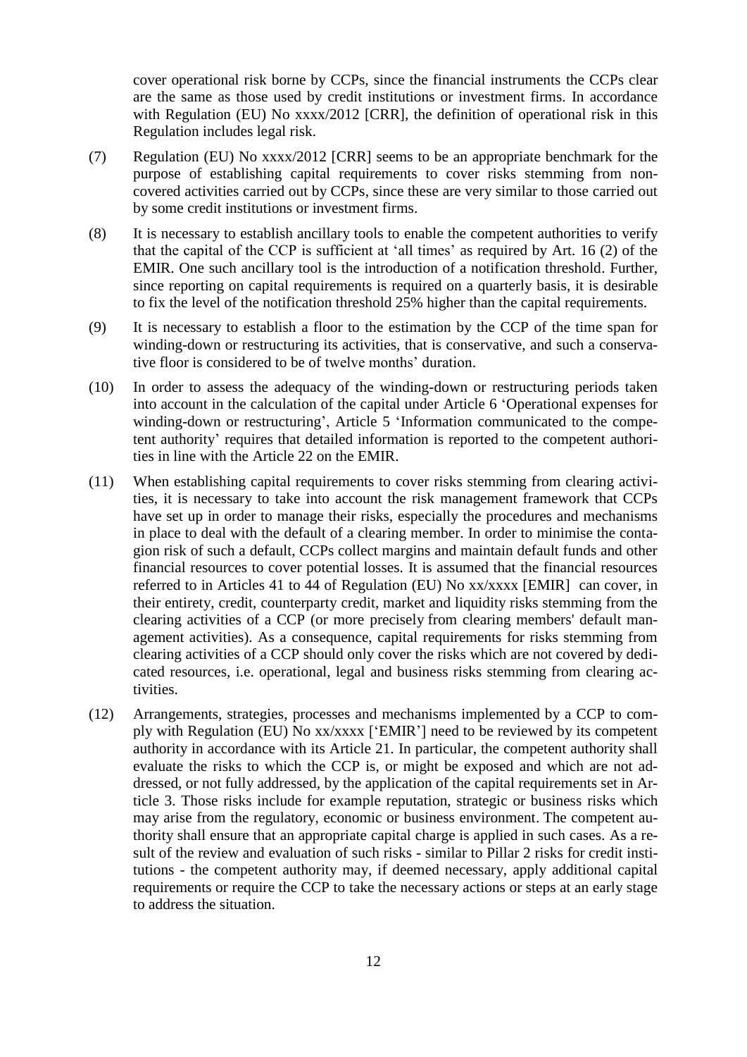cover operational risk borne by CCPs, since the financial instruments the CCPs clear are the same as those used by credit institutions or investment firms. In accordance with Regulation (EU) No xxxx/2012 [CRR], the definition of operational risk in this Regulation includes legal risk.

(7) Regulation (EU) No xxxx/2012 [CRR] seems to be an appropriate benchmark for the purpose of establishing capital requirements to cover risks stemming from non-covered activities carried out by CCPs, since these are very similar to those carried out by some credit institutions or investment firms.

(8) It is necessary to establish ancillary tools to enable the competent authorities to verify that the capital of the CCP is sufficient at 'all times' as required by Art. 16 (2) of the EMIR. One such ancillary tool is the introduction of a notification threshold. Further, since reporting on capital requirements is required on a quarterly basis, it is desirable to fix the level of the notification threshold 25% higher than the capital requirements.

(9) It is necessary to establish a floor to the estimation by the CCP of the time span for winding-down or restructuring its activities, that is conservative, and such a conservative floor is considered to be of twelve months' duration.

(10) In order to assess the adequacy of the winding-down or restructuring periods taken into account in the calculation of the capital under Article 6 'Operational expenses for winding-down or restructuring', Article 5 'Information communicated to the competent authority' requires that detailed information is reported to the competent authorities in line with the Article 22 on the EMIR.

(11) When establishing capital requirements to cover risks stemming from clearing activities, it is necessary to take into account the risk management framework that CCPs have set up in order to manage their risks, especially the procedures and mechanisms in place to deal with the default of a clearing member. In order to minimise the contagion risk of such a default, CCPs collect margins and maintain default funds and other financial resources to cover potential losses. It is assumed that the financial resources referred to in Articles 41 to 44 of Regulation (EU) No xx/xxxx [EMIR] can cover, in their entirety, credit, counterparty credit, market and liquidity risks stemming from the clearing activities of a CCP (or more precisely from clearing members' default management activities). As a consequence, capital requirements for risks stemming from clearing activities of a CCP should only cover the risks which are not covered by dedicated resources, i.e. operational, legal and business risks stemming from clearing activities.

(12) Arrangements, strategies, processes and mechanisms implemented by a CCP to comply with Regulation (EU) No xx/xxxx ['EMIR'] need to be reviewed by its competent authority in accordance with its Article 21. In particular, the competent authority shall evaluate the risks to which the CCP is, or might be exposed and which are not addressed, or not fully addressed, by the application of the capital requirements set in Article 3. Those risks include for example reputation, strategic or business risks which may arise from the regulatory, economic or business environment. The competent authority shall ensure that an appropriate capital charge is applied in such cases. As a result of the review and evaluation of such risks - similar to Pillar 2 risks for credit institutions - the competent authority may, if deemed necessary, apply additional capital requirements or require the CCP to take the necessary actions or steps at an early stage to address the situation.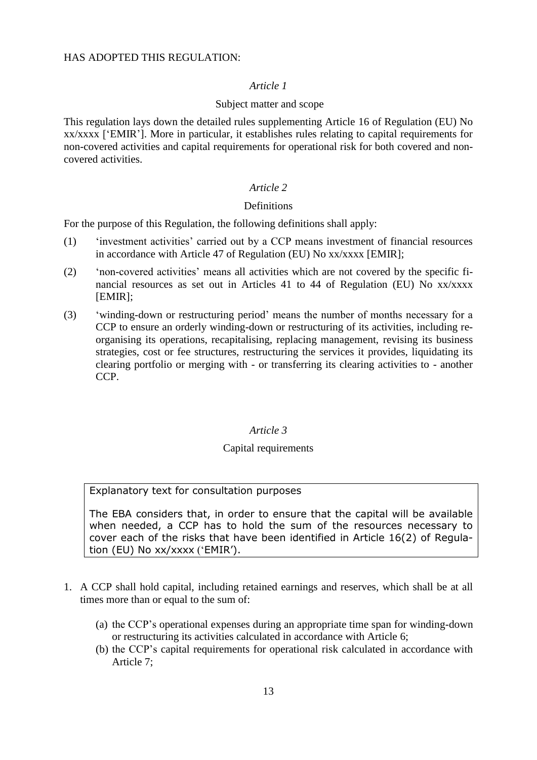HAS ADOPTED THIS REGULATION:

*Article 1*

Subject matter and scope

This regulation lays down the detailed rules supplementing Article 16 of Regulation (EU) No xx/xxxx ['EMIR']. More in particular, it establishes rules relating to capital requirements for non-covered activities and capital requirements for operational risk for both covered and non-covered activities.

*Article 2*

Definitions

For the purpose of this Regulation, the following definitions shall apply:

(1) 'investment activities' carried out by a CCP means investment of financial resources in accordance with Article 47 of Regulation (EU) No xx/xxxx [EMIR];

(2) 'non-covered activities' means all activities which are not covered by the specific financial resources as set out in Articles 41 to 44 of Regulation (EU) No xx/xxxx [EMIR];

(3) 'winding-down or restructuring period' means the number of months necessary for a CCP to ensure an orderly winding-down or restructuring of its activities, including re-organising its operations, recapitalising, replacing management, revising its business strategies, cost or fee structures, restructuring the services it provides, liquidating its clearing portfolio or merging with - or transferring its clearing activities to - another CCP.

*Article 3*

Capital requirements

> Explanatory text for consultation purposes
>
> The EBA considers that, in order to ensure that the capital will be available when needed, a CCP has to hold the sum of the resources necessary to cover each of the risks that have been identified in Article 16(2) of Regulation (EU) No xx/xxxx ('EMIR').

1. A CCP shall hold capital, including retained earnings and reserves, which shall be at all times more than or equal to the sum of:

   (a) the CCP's operational expenses during an appropriate time span for winding-down or restructuring its activities calculated in accordance with Article 6;

   (b) the CCP's capital requirements for operational risk calculated in accordance with Article 7;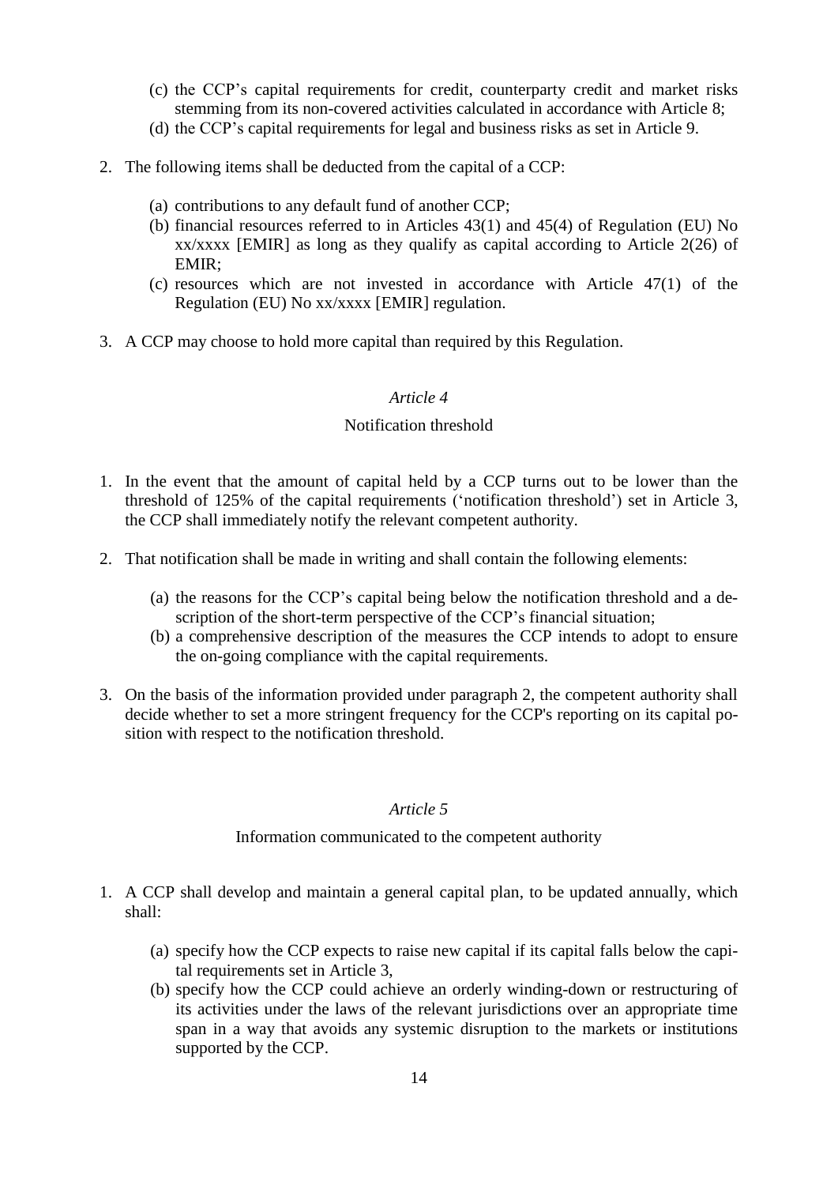(c) the CCP's capital requirements for credit, counterparty credit and market risks stemming from its non-covered activities calculated in accordance with Article 8;

(d) the CCP's capital requirements for legal and business risks as set in Article 9.

2. The following items shall be deducted from the capital of a CCP:

   (a) contributions to any default fund of another CCP;

   (b) financial resources referred to in Articles 43(1) and 45(4) of Regulation (EU) No xx/xxxx [EMIR] as long as they qualify as capital according to Article 2(26) of EMIR;

   (c) resources which are not invested in accordance with Article 47(1) of the Regulation (EU) No xx/xxxx [EMIR] regulation.

3. A CCP may choose to hold more capital than required by this Regulation.

*Article 4*

Notification threshold

1. In the event that the amount of capital held by a CCP turns out to be lower than the threshold of 125% of the capital requirements ('notification threshold') set in Article 3, the CCP shall immediately notify the relevant competent authority.

2. That notification shall be made in writing and shall contain the following elements:

   (a) the reasons for the CCP's capital being below the notification threshold and a description of the short-term perspective of the CCP's financial situation;

   (b) a comprehensive description of the measures the CCP intends to adopt to ensure the on-going compliance with the capital requirements.

3. On the basis of the information provided under paragraph 2, the competent authority shall decide whether to set a more stringent frequency for the CCP's reporting on its capital position with respect to the notification threshold.

*Article 5*

Information communicated to the competent authority

1. A CCP shall develop and maintain a general capital plan, to be updated annually, which shall:

   (a) specify how the CCP expects to raise new capital if its capital falls below the capital requirements set in Article 3,

   (b) specify how the CCP could achieve an orderly winding-down or restructuring of its activities under the laws of the relevant jurisdictions over an appropriate time span in a way that avoids any systemic disruption to the markets or institutions supported by the CCP.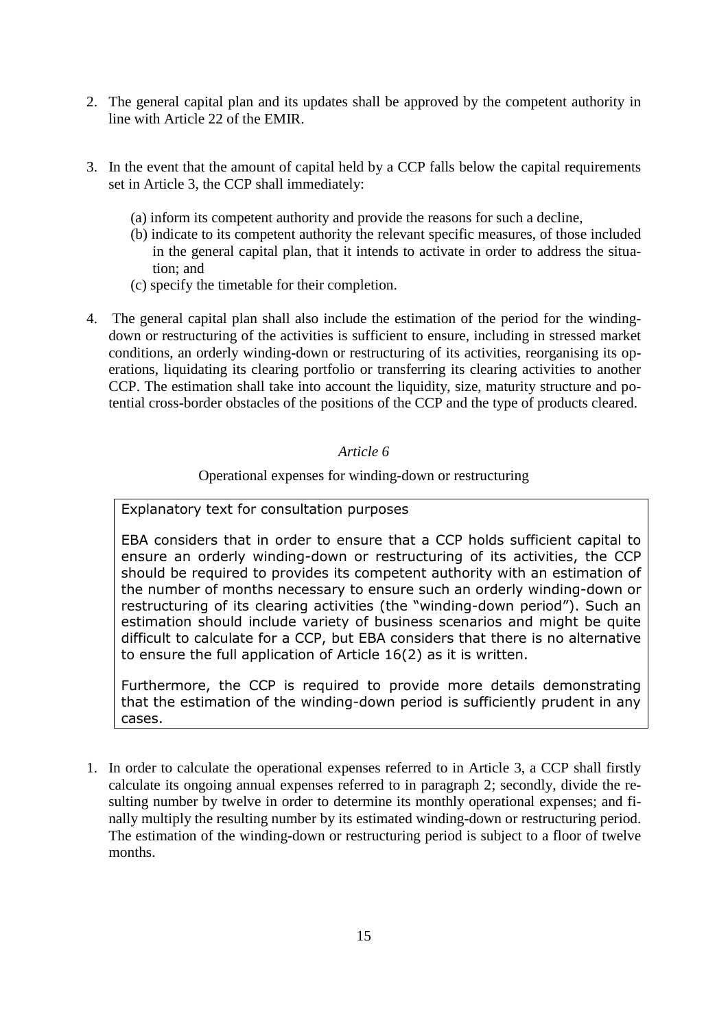2. The general capital plan and its updates shall be approved by the competent authority in line with Article 22 of the EMIR.

3. In the event that the amount of capital held by a CCP falls below the capital requirements set in Article 3, the CCP shall immediately:

   (a) inform its competent authority and provide the reasons for such a decline,
   
   (b) indicate to its competent authority the relevant specific measures, of those included in the general capital plan, that it intends to activate in order to address the situation; and
   
   (c) specify the timetable for their completion.

4. The general capital plan shall also include the estimation of the period for the winding-down or restructuring of the activities is sufficient to ensure, including in stressed market conditions, an orderly winding-down or restructuring of its activities, reorganising its operations, liquidating its clearing portfolio or transferring its clearing activities to another CCP. The estimation shall take into account the liquidity, size, maturity structure and potential cross-border obstacles of the positions of the CCP and the type of products cleared.

*Article 6*

Operational expenses for winding-down or restructuring

> Explanatory text for consultation purposes
>
> EBA considers that in order to ensure that a CCP holds sufficient capital to ensure an orderly winding-down or restructuring of its activities, the CCP should be required to provides its competent authority with an estimation of the number of months necessary to ensure such an orderly winding-down or restructuring of its clearing activities (the "winding-down period"). Such an estimation should include variety of business scenarios and might be quite difficult to calculate for a CCP, but EBA considers that there is no alternative to ensure the full application of Article 16(2) as it is written.
>
> Furthermore, the CCP is required to provide more details demonstrating that the estimation of the winding-down period is sufficiently prudent in any cases.

1. In order to calculate the operational expenses referred to in Article 3, a CCP shall firstly calculate its ongoing annual expenses referred to in paragraph 2; secondly, divide the resulting number by twelve in order to determine its monthly operational expenses; and finally multiply the resulting number by its estimated winding-down or restructuring period. The estimation of the winding-down or restructuring period is subject to a floor of twelve months.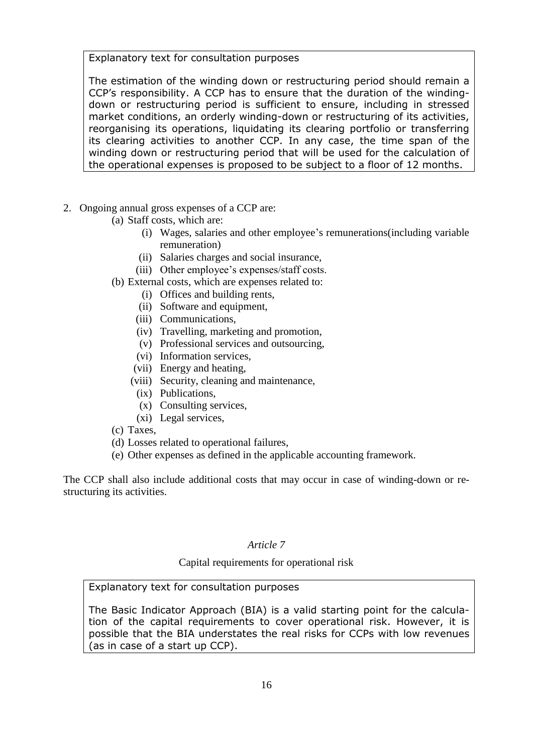> Explanatory text for consultation purposes
>
> The estimation of the winding down or restructuring period should remain a CCP's responsibility. A CCP has to ensure that the duration of the winding-down or restructuring period is sufficient to ensure, including in stressed market conditions, an orderly winding-down or restructuring of its activities, reorganising its operations, liquidating its clearing portfolio or transferring its clearing activities to another CCP. In any case, the time span of the winding down or restructuring period that will be used for the calculation of the operational expenses is proposed to be subject to a floor of 12 months.

2. Ongoing annual gross expenses of a CCP are:
   - (a) Staff costs, which are:
     - (i) Wages, salaries and other employee's remunerations(including variable remuneration)
     - (ii) Salaries charges and social insurance,
     - (iii) Other employee's expenses/staff costs.
   - (b) External costs, which are expenses related to:
     - (i) Offices and building rents,
     - (ii) Software and equipment,
     - (iii) Communications,
     - (iv) Travelling, marketing and promotion,
     - (v) Professional services and outsourcing,
     - (vi) Information services,
     - (vii) Energy and heating,
     - (viii) Security, cleaning and maintenance,
     - (ix) Publications,
     - (x) Consulting services,
     - (xi) Legal services,
   - (c) Taxes,
   - (d) Losses related to operational failures,
   - (e) Other expenses as defined in the applicable accounting framework.

The CCP shall also include additional costs that may occur in case of winding-down or re-structuring its activities.

*Article 7*

Capital requirements for operational risk

> Explanatory text for consultation purposes
>
> The Basic Indicator Approach (BIA) is a valid starting point for the calculation of the capital requirements to cover operational risk. However, it is possible that the BIA understates the real risks for CCPs with low revenues (as in case of a start up CCP).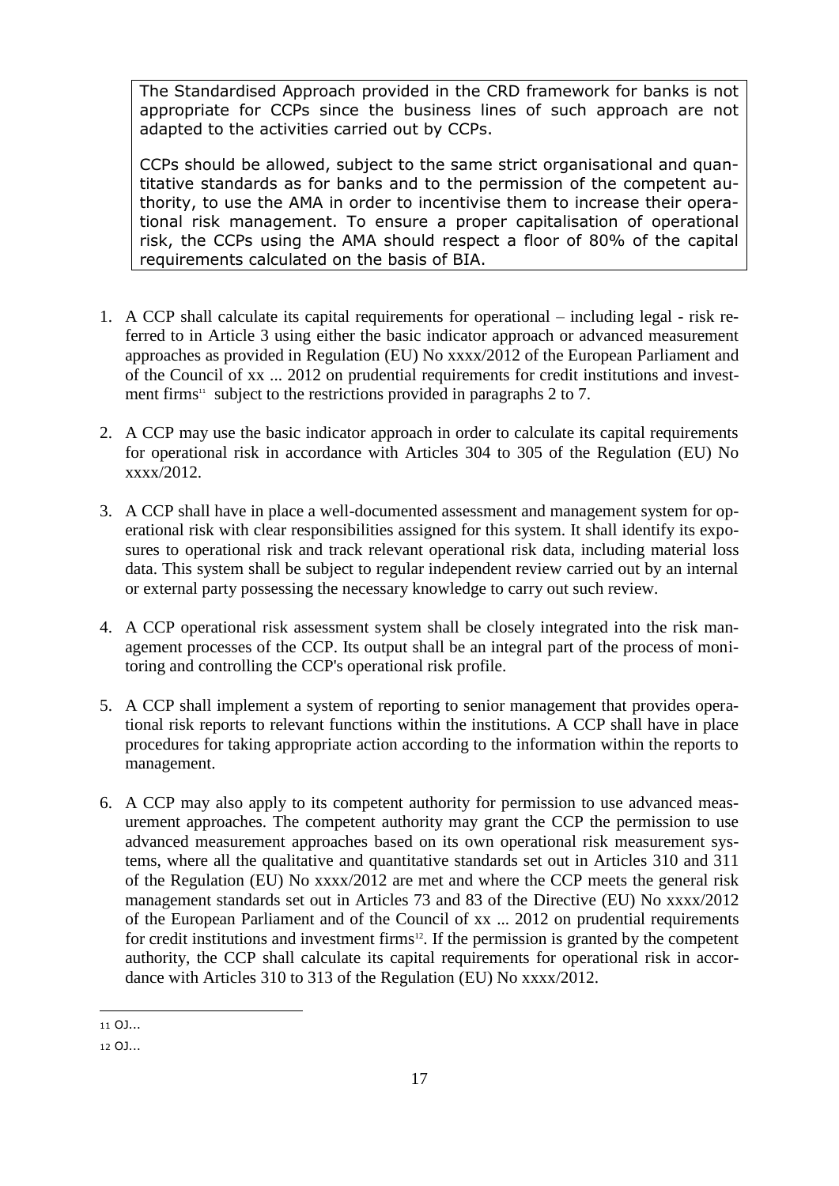The Standardised Approach provided in the CRD framework for banks is not appropriate for CCPs since the business lines of such approach are not adapted to the activities carried out by CCPs.

CCPs should be allowed, subject to the same strict organisational and quantitative standards as for banks and to the permission of the competent authority, to use the AMA in order to incentivise them to increase their operational risk management. To ensure a proper capitalisation of operational risk, the CCPs using the AMA should respect a floor of 80% of the capital requirements calculated on the basis of BIA.

1. A CCP shall calculate its capital requirements for operational – including legal - risk referred to in Article 3 using either the basic indicator approach or advanced measurement approaches as provided in Regulation (EU) No xxxx/2012 of the European Parliament and of the Council of xx ... 2012 on prudential requirements for credit institutions and investment firms[11] subject to the restrictions provided in paragraphs 2 to 7.

2. A CCP may use the basic indicator approach in order to calculate its capital requirements for operational risk in accordance with Articles 304 to 305 of the Regulation (EU) No xxxx/2012.

3. A CCP shall have in place a well-documented assessment and management system for operational risk with clear responsibilities assigned for this system. It shall identify its exposures to operational risk and track relevant operational risk data, including material loss data. This system shall be subject to regular independent review carried out by an internal or external party possessing the necessary knowledge to carry out such review.

4. A CCP operational risk assessment system shall be closely integrated into the risk management processes of the CCP. Its output shall be an integral part of the process of monitoring and controlling the CCP's operational risk profile.

5. A CCP shall implement a system of reporting to senior management that provides operational risk reports to relevant functions within the institutions. A CCP shall have in place procedures for taking appropriate action according to the information within the reports to management.

6. A CCP may also apply to its competent authority for permission to use advanced measurement approaches. The competent authority may grant the CCP the permission to use advanced measurement approaches based on its own operational risk measurement systems, where all the qualitative and quantitative standards set out in Articles 310 and 311 of the Regulation (EU) No xxxx/2012 are met and where the CCP meets the general risk management standards set out in Articles 73 and 83 of the Directive (EU) No xxxx/2012 of the European Parliament and of the Council of xx ... 2012 on prudential requirements for credit institutions and investment firms[12]. If the permission is granted by the competent authority, the CCP shall calculate its capital requirements for operational risk in accordance with Articles 310 to 313 of the Regulation (EU) No xxxx/2012.

---

[11] OJ...

[12] OJ...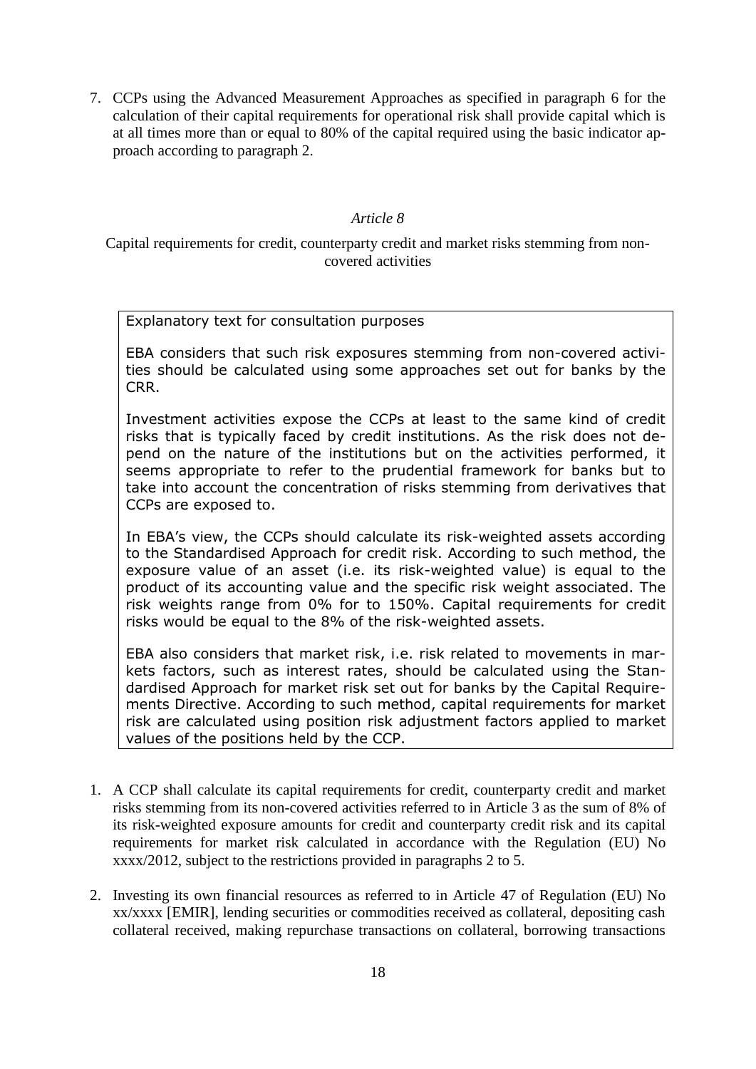7. CCPs using the Advanced Measurement Approaches as specified in paragraph 6 for the calculation of their capital requirements for operational risk shall provide capital which is at all times more than or equal to 80% of the capital required using the basic indicator approach according to paragraph 2.

*Article 8*

Capital requirements for credit, counterparty credit and market risks stemming from non-covered activities

> Explanatory text for consultation purposes
>
> EBA considers that such risk exposures stemming from non-covered activities should be calculated using some approaches set out for banks by the CRR.
>
> Investment activities expose the CCPs at least to the same kind of credit risks that is typically faced by credit institutions. As the risk does not depend on the nature of the institutions but on the activities performed, it seems appropriate to refer to the prudential framework for banks but to take into account the concentration of risks stemming from derivatives that CCPs are exposed to.
>
> In EBA's view, the CCPs should calculate its risk-weighted assets according to the Standardised Approach for credit risk. According to such method, the exposure value of an asset (i.e. its risk-weighted value) is equal to the product of its accounting value and the specific risk weight associated. The risk weights range from 0% for to 150%. Capital requirements for credit risks would be equal to the 8% of the risk-weighted assets.
>
> EBA also considers that market risk, i.e. risk related to movements in markets factors, such as interest rates, should be calculated using the Standardised Approach for market risk set out for banks by the Capital Requirements Directive. According to such method, capital requirements for market risk are calculated using position risk adjustment factors applied to market values of the positions held by the CCP.

1. A CCP shall calculate its capital requirements for credit, counterparty credit and market risks stemming from its non-covered activities referred to in Article 3 as the sum of 8% of its risk-weighted exposure amounts for credit and counterparty credit risk and its capital requirements for market risk calculated in accordance with the Regulation (EU) No xxxx/2012, subject to the restrictions provided in paragraphs 2 to 5.

2. Investing its own financial resources as referred to in Article 47 of Regulation (EU) No xx/xxxx [EMIR], lending securities or commodities received as collateral, depositing cash collateral received, making repurchase transactions on collateral, borrowing transactions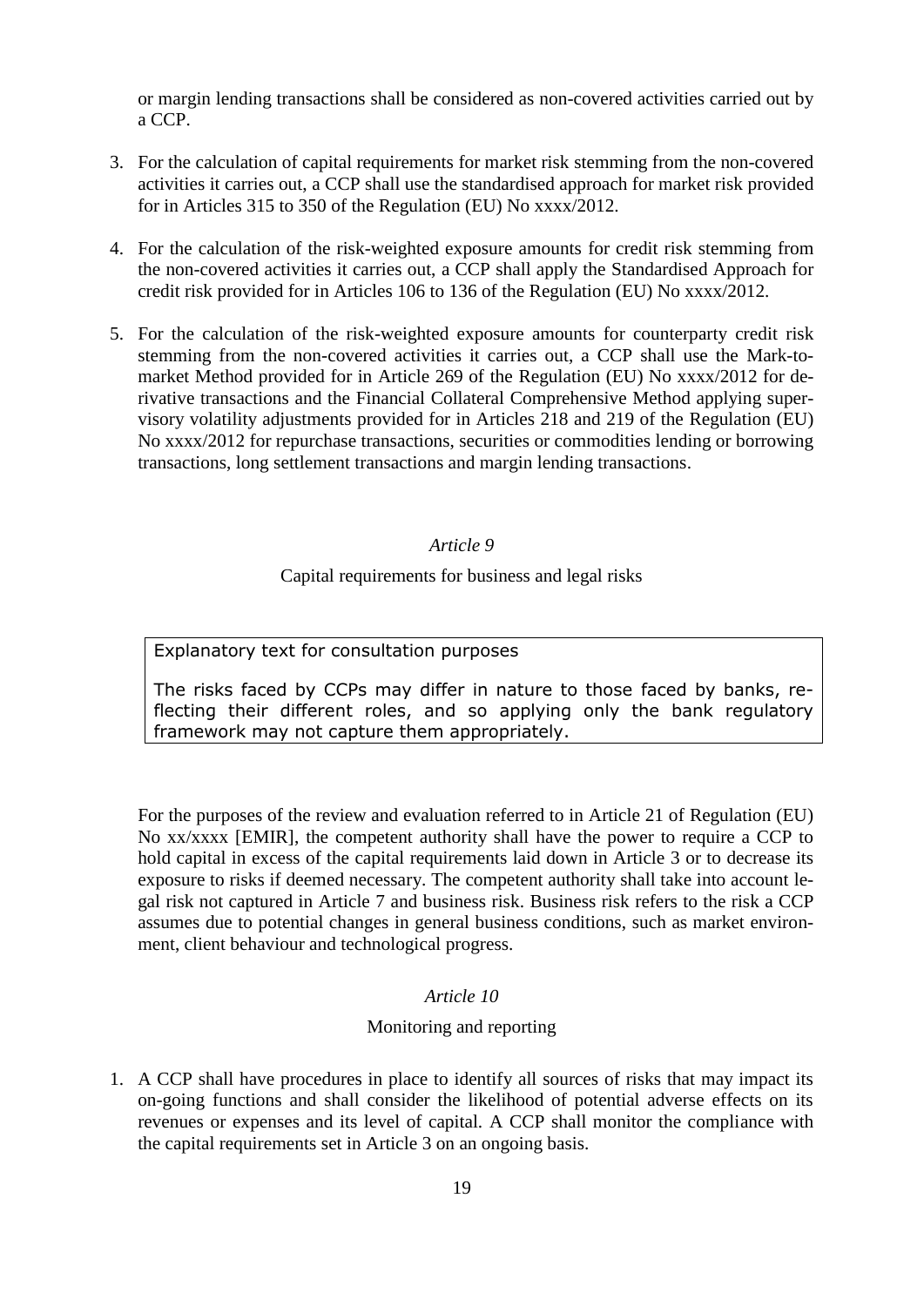or margin lending transactions shall be considered as non-covered activities carried out by a CCP.

3. For the calculation of capital requirements for market risk stemming from the non-covered activities it carries out, a CCP shall use the standardised approach for market risk provided for in Articles 315 to 350 of the Regulation (EU) No xxxx/2012.

4. For the calculation of the risk-weighted exposure amounts for credit risk stemming from the non-covered activities it carries out, a CCP shall apply the Standardised Approach for credit risk provided for in Articles 106 to 136 of the Regulation (EU) No xxxx/2012.

5. For the calculation of the risk-weighted exposure amounts for counterparty credit risk stemming from the non-covered activities it carries out, a CCP shall use the Mark-to-market Method provided for in Article 269 of the Regulation (EU) No xxxx/2012 for derivative transactions and the Financial Collateral Comprehensive Method applying supervisory volatility adjustments provided for in Articles 218 and 219 of the Regulation (EU) No xxxx/2012 for repurchase transactions, securities or commodities lending or borrowing transactions, long settlement transactions and margin lending transactions.

*Article 9*

Capital requirements for business and legal risks

> Explanatory text for consultation purposes
>
> The risks faced by CCPs may differ in nature to those faced by banks, reflecting their different roles, and so applying only the bank regulatory framework may not capture them appropriately.

For the purposes of the review and evaluation referred to in Article 21 of Regulation (EU) No xx/xxxx [EMIR], the competent authority shall have the power to require a CCP to hold capital in excess of the capital requirements laid down in Article 3 or to decrease its exposure to risks if deemed necessary. The competent authority shall take into account legal risk not captured in Article 7 and business risk. Business risk refers to the risk a CCP assumes due to potential changes in general business conditions, such as market environment, client behaviour and technological progress.

*Article 10*

Monitoring and reporting

1. A CCP shall have procedures in place to identify all sources of risks that may impact its on-going functions and shall consider the likelihood of potential adverse effects on its revenues or expenses and its level of capital. A CCP shall monitor the compliance with the capital requirements set in Article 3 on an ongoing basis.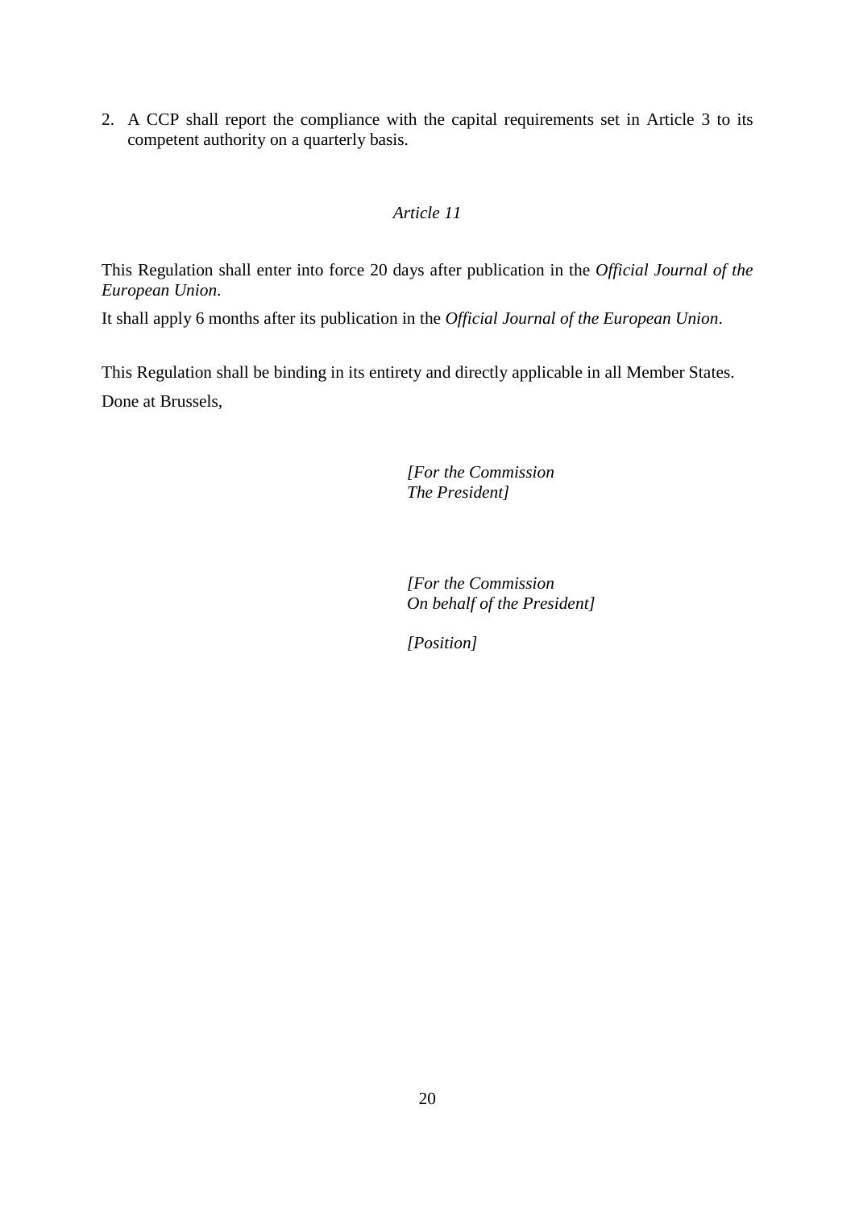2. A CCP shall report the compliance with the capital requirements set in Article 3 to its competent authority on a quarterly basis.

*Article 11*

This Regulation shall enter into force 20 days after publication in the *Official Journal of the European Union*.

It shall apply 6 months after its publication in the *Official Journal of the European Union*.

This Regulation shall be binding in its entirety and directly applicable in all Member States.

Done at Brussels,

*[For the Commission*
*The President]*

*[For the Commission*
*On behalf of the President]*

*[Position]*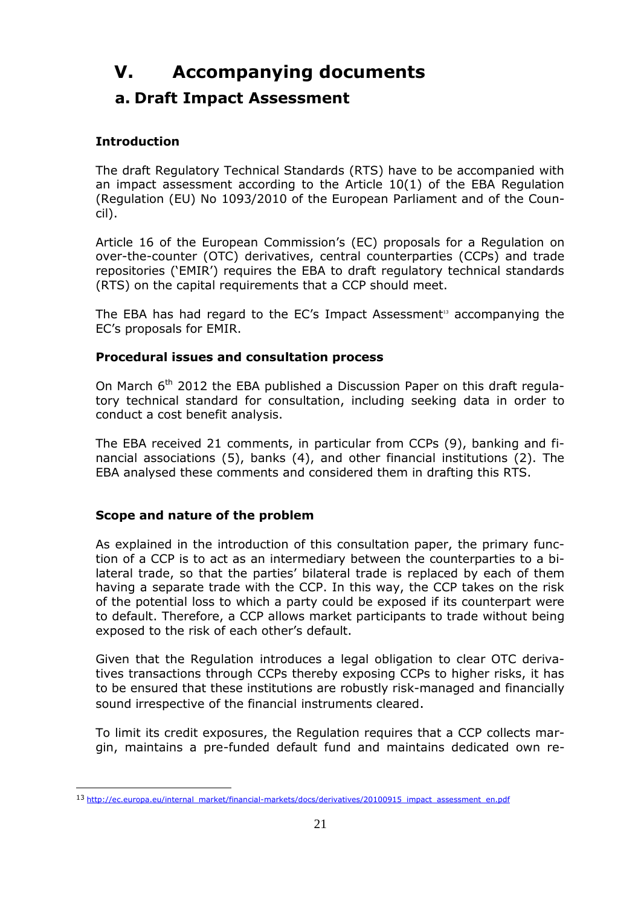# V. Accompanying documents

## a. Draft Impact Assessment

### Introduction

The draft Regulatory Technical Standards (RTS) have to be accompanied with an impact assessment according to the Article 10(1) of the EBA Regulation (Regulation (EU) No 1093/2010 of the European Parliament and of the Council).

Article 16 of the European Commission's (EC) proposals for a Regulation on over-the-counter (OTC) derivatives, central counterparties (CCPs) and trade repositories ('EMIR') requires the EBA to draft regulatory technical standards (RTS) on the capital requirements that a CCP should meet.

The EBA has had regard to the EC's Impact Assessment[13] accompanying the EC's proposals for EMIR.

### Procedural issues and consultation process

On March 6th 2012 the EBA published a Discussion Paper on this draft regulatory technical standard for consultation, including seeking data in order to conduct a cost benefit analysis.

The EBA received 21 comments, in particular from CCPs (9), banking and financial associations (5), banks (4), and other financial institutions (2). The EBA analysed these comments and considered them in drafting this RTS.

### Scope and nature of the problem

As explained in the introduction of this consultation paper, the primary function of a CCP is to act as an intermediary between the counterparties to a bilateral trade, so that the parties' bilateral trade is replaced by each of them having a separate trade with the CCP. In this way, the CCP takes on the risk of the potential loss to which a party could be exposed if its counterpart were to default. Therefore, a CCP allows market participants to trade without being exposed to the risk of each other's default.

Given that the Regulation introduces a legal obligation to clear OTC derivatives transactions through CCPs thereby exposing CCPs to higher risks, it has to be ensured that these institutions are robustly risk-managed and financially sound irrespective of the financial instruments cleared.

To limit its credit exposures, the Regulation requires that a CCP collects margin, maintains a pre-funded default fund and maintains dedicated own re-

---

[13] http://ec.europa.eu/internal_market/financial-markets/docs/derivatives/20100915_impact_assessment_en.pdf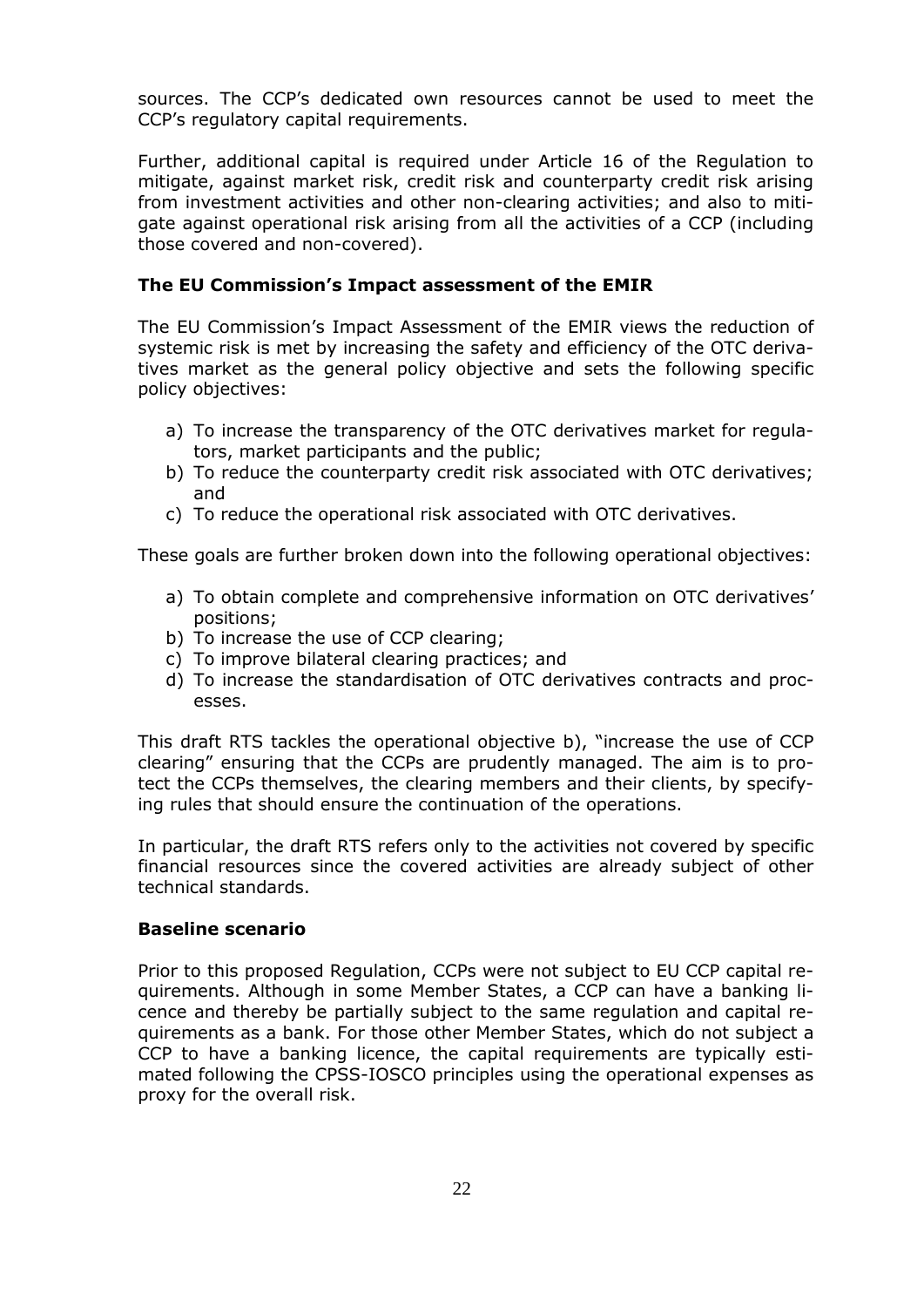sources. The CCP's dedicated own resources cannot be used to meet the CCP's regulatory capital requirements.

Further, additional capital is required under Article 16 of the Regulation to mitigate, against market risk, credit risk and counterparty credit risk arising from investment activities and other non-clearing activities; and also to mitigate against operational risk arising from all the activities of a CCP (including those covered and non-covered).

### The EU Commission's Impact assessment of the EMIR

The EU Commission's Impact Assessment of the EMIR views the reduction of systemic risk is met by increasing the safety and efficiency of the OTC derivatives market as the general policy objective and sets the following specific policy objectives:

a) To increase the transparency of the OTC derivatives market for regulators, market participants and the public;
b) To reduce the counterparty credit risk associated with OTC derivatives; and
c) To reduce the operational risk associated with OTC derivatives.

These goals are further broken down into the following operational objectives:

a) To obtain complete and comprehensive information on OTC derivatives' positions;
b) To increase the use of CCP clearing;
c) To improve bilateral clearing practices; and
d) To increase the standardisation of OTC derivatives contracts and processes.

This draft RTS tackles the operational objective b), "increase the use of CCP clearing" ensuring that the CCPs are prudently managed. The aim is to protect the CCPs themselves, the clearing members and their clients, by specifying rules that should ensure the continuation of the operations.

In particular, the draft RTS refers only to the activities not covered by specific financial resources since the covered activities are already subject of other technical standards.

### Baseline scenario

Prior to this proposed Regulation, CCPs were not subject to EU CCP capital requirements. Although in some Member States, a CCP can have a banking licence and thereby be partially subject to the same regulation and capital requirements as a bank. For those other Member States, which do not subject a CCP to have a banking licence, the capital requirements are typically estimated following the CPSS-IOSCO principles using the operational expenses as proxy for the overall risk.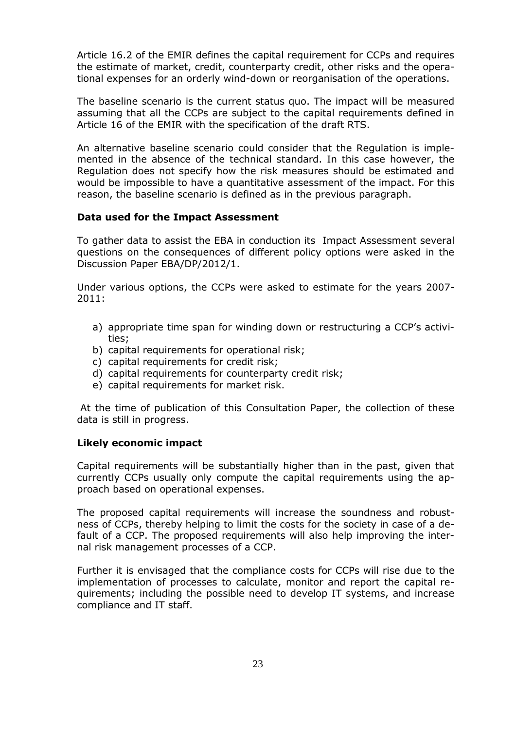Article 16.2 of the EMIR defines the capital requirement for CCPs and requires the estimate of market, credit, counterparty credit, other risks and the operational expenses for an orderly wind-down or reorganisation of the operations.

The baseline scenario is the current status quo. The impact will be measured assuming that all the CCPs are subject to the capital requirements defined in Article 16 of the EMIR with the specification of the draft RTS.

An alternative baseline scenario could consider that the Regulation is implemented in the absence of the technical standard. In this case however, the Regulation does not specify how the risk measures should be estimated and would be impossible to have a quantitative assessment of the impact. For this reason, the baseline scenario is defined as in the previous paragraph.

**Data used for the Impact Assessment**

To gather data to assist the EBA in conduction its Impact Assessment several questions on the consequences of different policy options were asked in the Discussion Paper EBA/DP/2012/1.

Under various options, the CCPs were asked to estimate for the years 2007-2011:

a) appropriate time span for winding down or restructuring a CCP's activities;
b) capital requirements for operational risk;
c) capital requirements for credit risk;
d) capital requirements for counterparty credit risk;
e) capital requirements for market risk.

At the time of publication of this Consultation Paper, the collection of these data is still in progress.

**Likely economic impact**

Capital requirements will be substantially higher than in the past, given that currently CCPs usually only compute the capital requirements using the approach based on operational expenses.

The proposed capital requirements will increase the soundness and robustness of CCPs, thereby helping to limit the costs for the society in case of a default of a CCP. The proposed requirements will also help improving the internal risk management processes of a CCP.

Further it is envisaged that the compliance costs for CCPs will rise due to the implementation of processes to calculate, monitor and report the capital requirements; including the possible need to develop IT systems, and increase compliance and IT staff.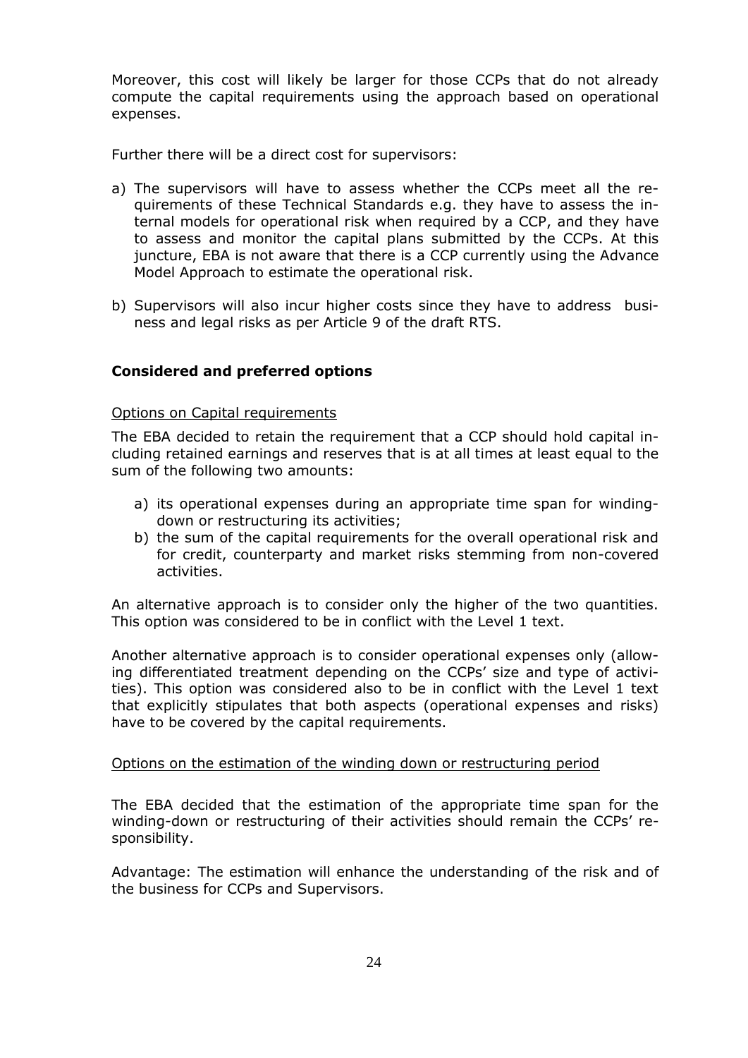Moreover, this cost will likely be larger for those CCPs that do not already compute the capital requirements using the approach based on operational expenses.

Further there will be a direct cost for supervisors:

a) The supervisors will have to assess whether the CCPs meet all the requirements of these Technical Standards e.g. they have to assess the internal models for operational risk when required by a CCP, and they have to assess and monitor the capital plans submitted by the CCPs. At this juncture, EBA is not aware that there is a CCP currently using the Advance Model Approach to estimate the operational risk.

b) Supervisors will also incur higher costs since they have to address business and legal risks as per Article 9 of the draft RTS.

**Considered and preferred options**

Options on Capital requirements

The EBA decided to retain the requirement that a CCP should hold capital including retained earnings and reserves that is at all times at least equal to the sum of the following two amounts:

a) its operational expenses during an appropriate time span for winding-down or restructuring its activities;
b) the sum of the capital requirements for the overall operational risk and for credit, counterparty and market risks stemming from non-covered activities.

An alternative approach is to consider only the higher of the two quantities. This option was considered to be in conflict with the Level 1 text.

Another alternative approach is to consider operational expenses only (allowing differentiated treatment depending on the CCPs' size and type of activities). This option was considered also to be in conflict with the Level 1 text that explicitly stipulates that both aspects (operational expenses and risks) have to be covered by the capital requirements.

Options on the estimation of the winding down or restructuring period

The EBA decided that the estimation of the appropriate time span for the winding-down or restructuring of their activities should remain the CCPs' responsibility.

Advantage: The estimation will enhance the understanding of the risk and of the business for CCPs and Supervisors.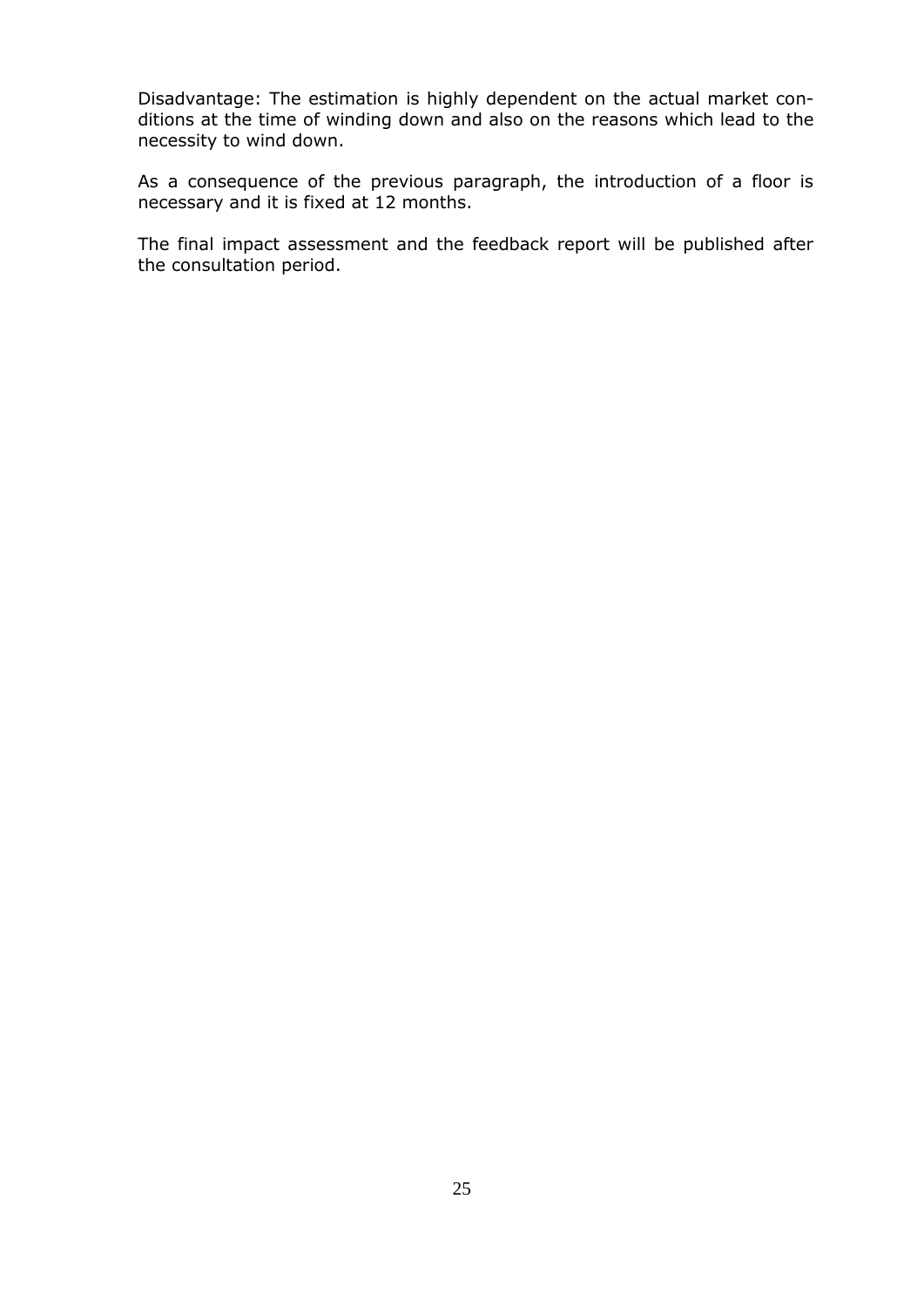Disadvantage: The estimation is highly dependent on the actual market conditions at the time of winding down and also on the reasons which lead to the necessity to wind down.

As a consequence of the previous paragraph, the introduction of a floor is necessary and it is fixed at 12 months.

The final impact assessment and the feedback report will be published after the consultation period.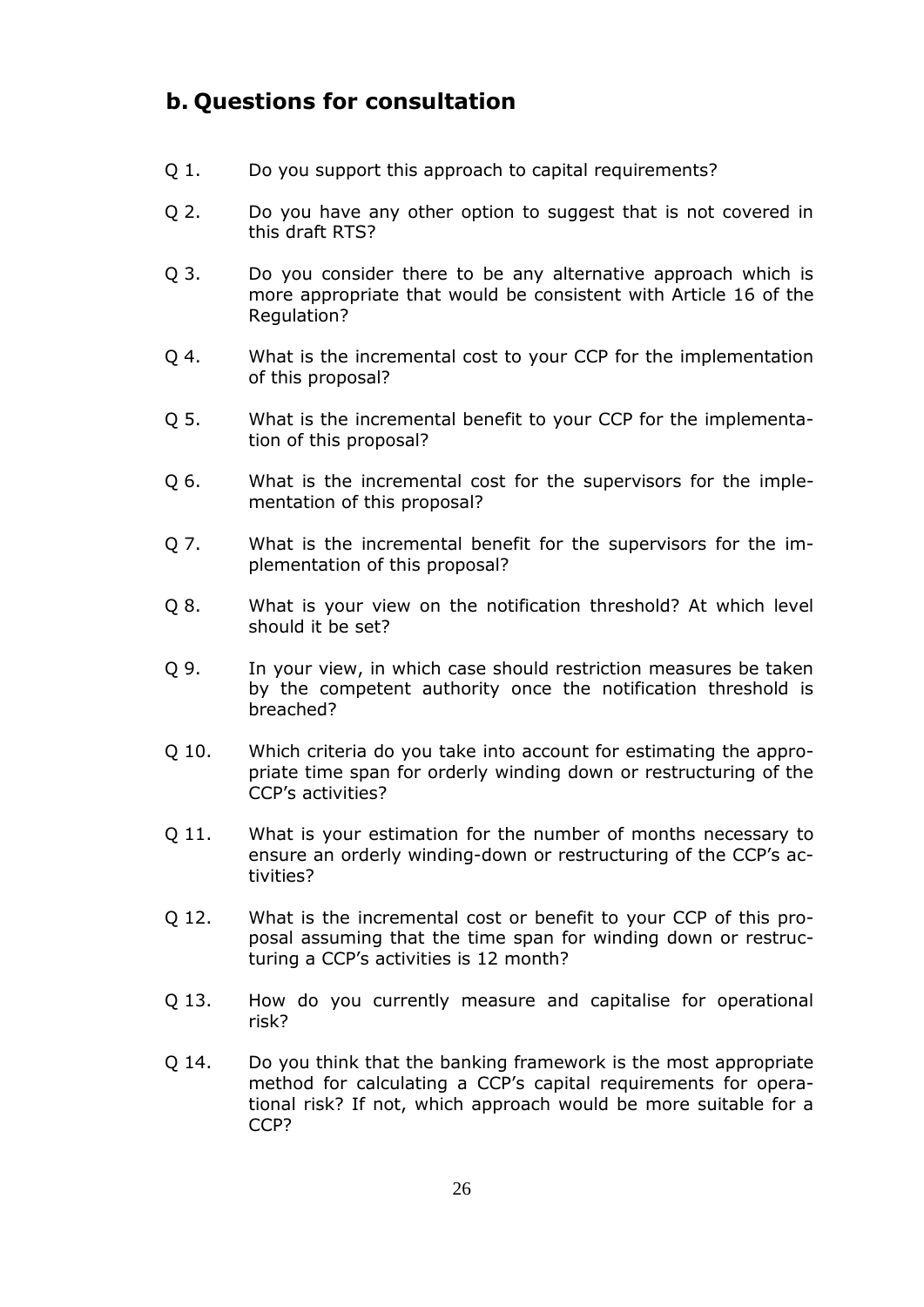## b. Questions for consultation

Q 1. Do you support this approach to capital requirements?

Q 2. Do you have any other option to suggest that is not covered in this draft RTS?

Q 3. Do you consider there to be any alternative approach which is more appropriate that would be consistent with Article 16 of the Regulation?

Q 4. What is the incremental cost to your CCP for the implementation of this proposal?

Q 5. What is the incremental benefit to your CCP for the implementation of this proposal?

Q 6. What is the incremental cost for the supervisors for the implementation of this proposal?

Q 7. What is the incremental benefit for the supervisors for the implementation of this proposal?

Q 8. What is your view on the notification threshold? At which level should it be set?

Q 9. In your view, in which case should restriction measures be taken by the competent authority once the notification threshold is breached?

Q 10. Which criteria do you take into account for estimating the appropriate time span for orderly winding down or restructuring of the CCP's activities?

Q 11. What is your estimation for the number of months necessary to ensure an orderly winding-down or restructuring of the CCP's activities?

Q 12. What is the incremental cost or benefit to your CCP of this proposal assuming that the time span for winding down or restructuring a CCP's activities is 12 month?

Q 13. How do you currently measure and capitalise for operational risk?

Q 14. Do you think that the banking framework is the most appropriate method for calculating a CCP's capital requirements for operational risk? If not, which approach would be more suitable for a CCP?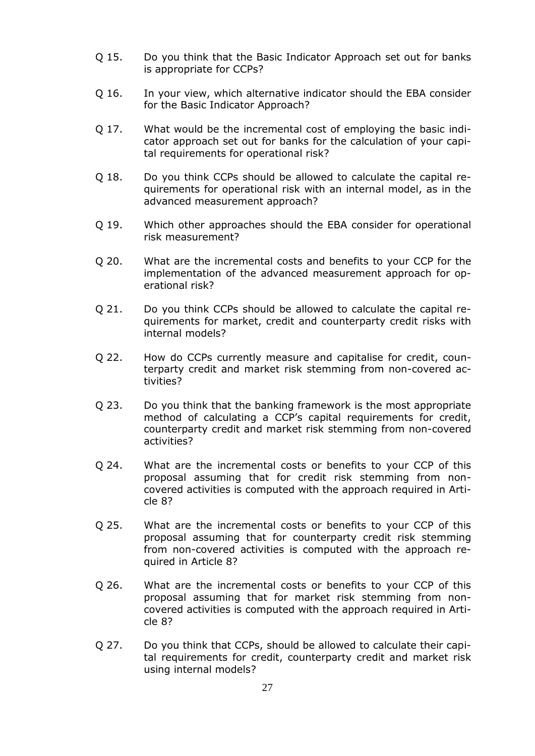Q 15. Do you think that the Basic Indicator Approach set out for banks is appropriate for CCPs?

Q 16. In your view, which alternative indicator should the EBA consider for the Basic Indicator Approach?

Q 17. What would be the incremental cost of employing the basic indicator approach set out for banks for the calculation of your capital requirements for operational risk?

Q 18. Do you think CCPs should be allowed to calculate the capital requirements for operational risk with an internal model, as in the advanced measurement approach?

Q 19. Which other approaches should the EBA consider for operational risk measurement?

Q 20. What are the incremental costs and benefits to your CCP for the implementation of the advanced measurement approach for operational risk?

Q 21. Do you think CCPs should be allowed to calculate the capital requirements for market, credit and counterparty credit risks with internal models?

Q 22. How do CCPs currently measure and capitalise for credit, counterparty credit and market risk stemming from non-covered activities?

Q 23. Do you think that the banking framework is the most appropriate method of calculating a CCP's capital requirements for credit, counterparty credit and market risk stemming from non-covered activities?

Q 24. What are the incremental costs or benefits to your CCP of this proposal assuming that for credit risk stemming from non-covered activities is computed with the approach required in Article 8?

Q 25. What are the incremental costs or benefits to your CCP of this proposal assuming that for counterparty credit risk stemming from non-covered activities is computed with the approach required in Article 8?

Q 26. What are the incremental costs or benefits to your CCP of this proposal assuming that for market risk stemming from non-covered activities is computed with the approach required in Article 8?

Q 27. Do you think that CCPs, should be allowed to calculate their capital requirements for credit, counterparty credit and market risk using internal models?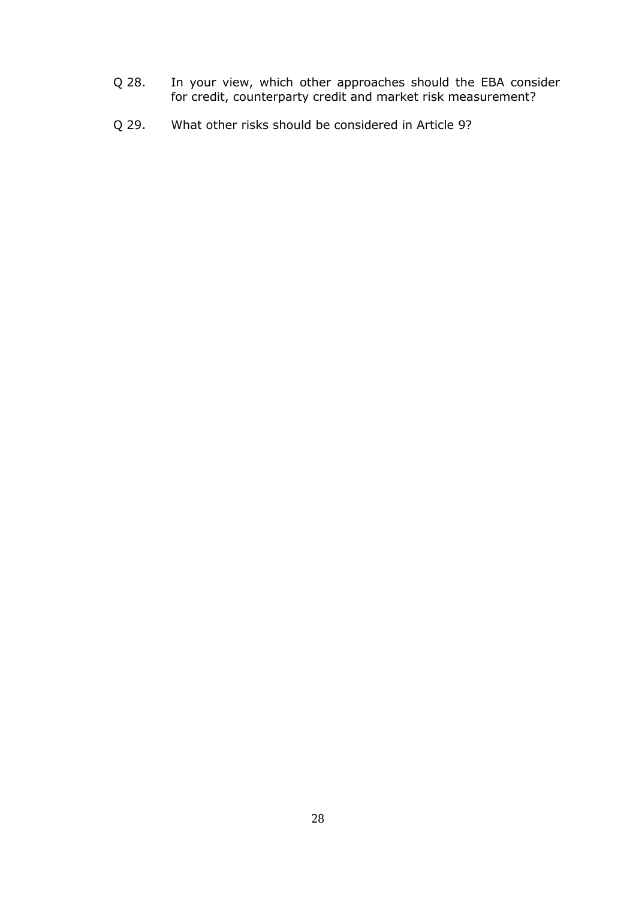Q 28. In your view, which other approaches should the EBA consider for credit, counterparty credit and market risk measurement?

Q 29. What other risks should be considered in Article 9?